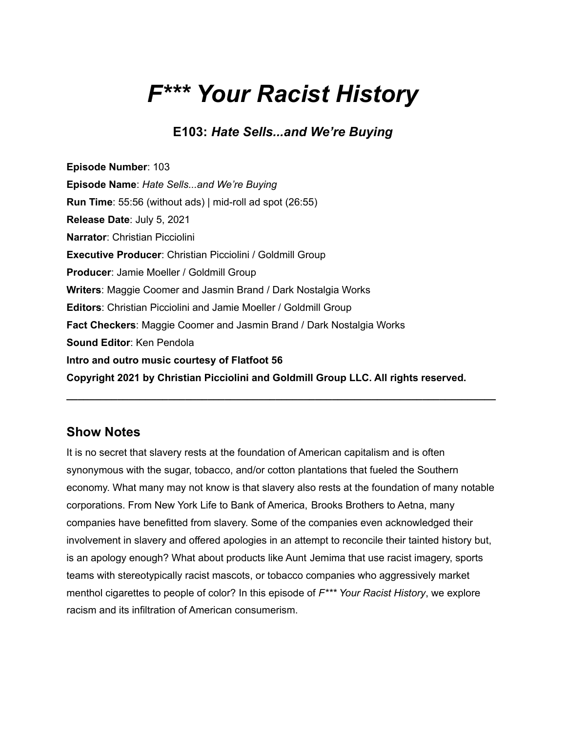# *F\*\*\* Your Racist History*

## E103: *Hate Sells...and We're Buying*

**Episode Number**: 103
**Episode Name**: *Hate Sells...and We're Buying*
**Run Time**: 55:56 (without ads) | mid-roll ad spot (26:55)
**Release Date**: July 5, 2021
**Narrator**: Christian Picciolini
**Executive Producer**: Christian Picciolini / Goldmill Group
**Producer**: Jamie Moeller / Goldmill Group
**Writers**: Maggie Coomer and Jasmin Brand / Dark Nostalgia Works
**Editors**: Christian Picciolini and Jamie Moeller / Goldmill Group
**Fact Checkers**: Maggie Coomer and Jasmin Brand / Dark Nostalgia Works
**Sound Editor**: Ken Pendola
**Intro and outro music courtesy of Flatfoot 56**
**Copyright 2021 by Christian Picciolini and Goldmill Group LLC. All rights reserved.**

---

## Show Notes

It is no secret that slavery rests at the foundation of American capitalism and is often synonymous with the sugar, tobacco, and/or cotton plantations that fueled the Southern economy. What many may not know is that slavery also rests at the foundation of many notable corporations. From New York Life to Bank of America, Brooks Brothers to Aetna, many companies have benefitted from slavery. Some of the companies even acknowledged their involvement in slavery and offered apologies in an attempt to reconcile their tainted history but, is an apology enough? What about products like Aunt Jemima that use racist imagery, sports teams with stereotypically racist mascots, or tobacco companies who aggressively market menthol cigarettes to people of color? In this episode of *F\*\*\* Your Racist History*, we explore racism and its infiltration of American consumerism.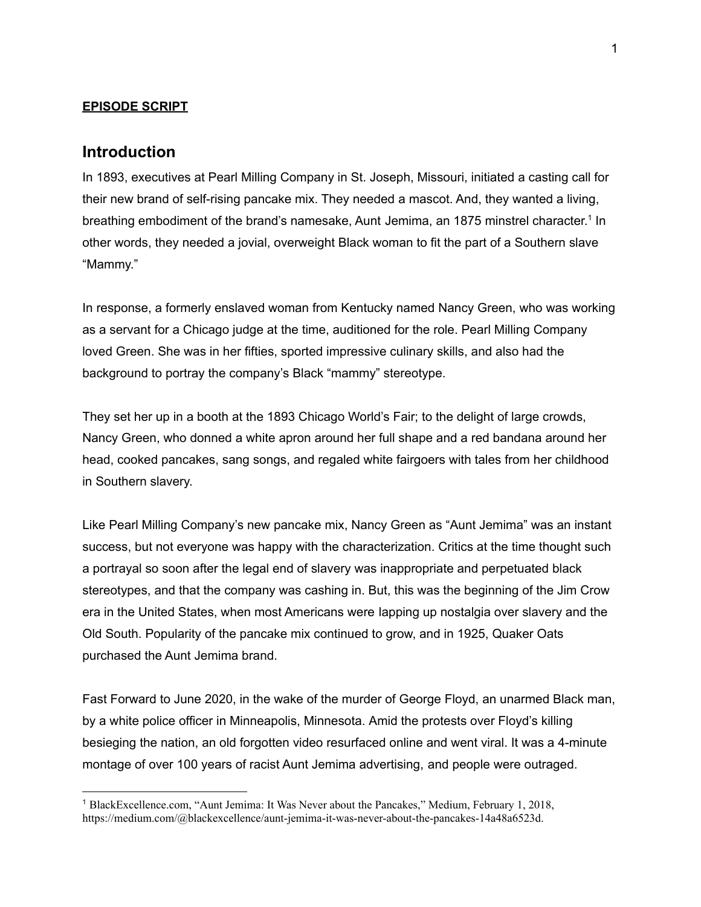**EPISODE SCRIPT**

## Introduction

In 1893, executives at Pearl Milling Company in St. Joseph, Missouri, initiated a casting call for their new brand of self-rising pancake mix. They needed a mascot. And, they wanted a living, breathing embodiment of the brand's namesake, Aunt Jemima, an 1875 minstrel character.[1] In other words, they needed a jovial, overweight Black woman to fit the part of a Southern slave "Mammy."

In response, a formerly enslaved woman from Kentucky named Nancy Green, who was working as a servant for a Chicago judge at the time, auditioned for the role. Pearl Milling Company loved Green. She was in her fifties, sported impressive culinary skills, and also had the background to portray the company's Black "mammy" stereotype.

They set her up in a booth at the 1893 Chicago World's Fair; to the delight of large crowds, Nancy Green, who donned a white apron around her full shape and a red bandana around her head, cooked pancakes, sang songs, and regaled white fairgoers with tales from her childhood in Southern slavery.

Like Pearl Milling Company's new pancake mix, Nancy Green as "Aunt Jemima" was an instant success, but not everyone was happy with the characterization. Critics at the time thought such a portrayal so soon after the legal end of slavery was inappropriate and perpetuated black stereotypes, and that the company was cashing in. But, this was the beginning of the Jim Crow era in the United States, when most Americans were lapping up nostalgia over slavery and the Old South. Popularity of the pancake mix continued to grow, and in 1925, Quaker Oats purchased the Aunt Jemima brand.

Fast Forward to June 2020, in the wake of the murder of George Floyd, an unarmed Black man, by a white police officer in Minneapolis, Minnesota. Amid the protests over Floyd's killing besieging the nation, an old forgotten video resurfaced online and went viral. It was a 4-minute montage of over 100 years of racist Aunt Jemima advertising, and people were outraged.

---

[1] BlackExcellence.com, "Aunt Jemima: It Was Never about the Pancakes," Medium, February 1, 2018, https://medium.com/@blackexcellence/aunt-jemima-it-was-never-about-the-pancakes-14a48a6523d.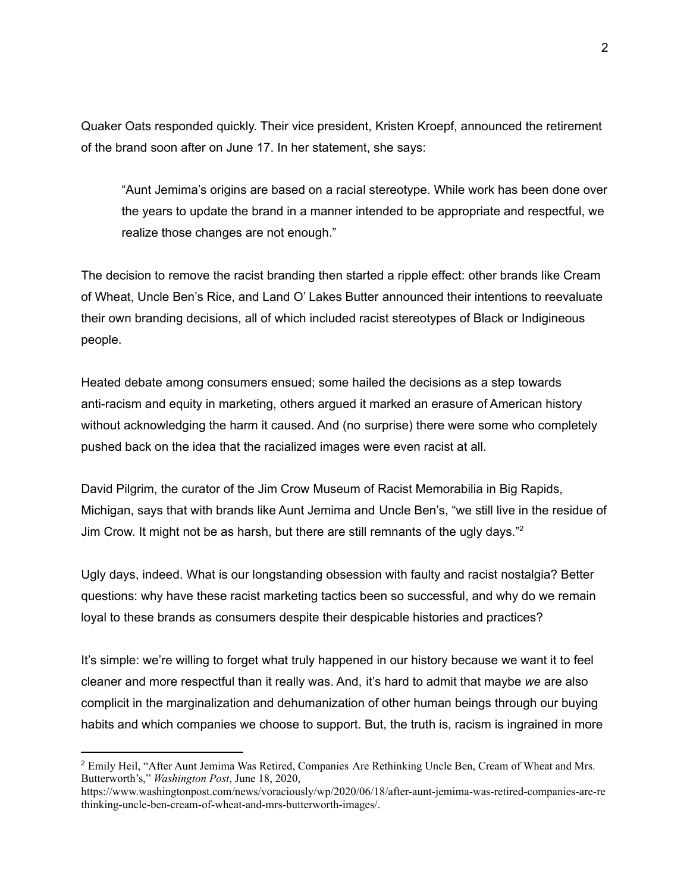Quaker Oats responded quickly. Their vice president, Kristen Kroepf, announced the retirement of the brand soon after on June 17. In her statement, she says:

> "Aunt Jemima's origins are based on a racial stereotype. While work has been done over the years to update the brand in a manner intended to be appropriate and respectful, we realize those changes are not enough."

The decision to remove the racist branding then started a ripple effect: other brands like Cream of Wheat, Uncle Ben's Rice, and Land O' Lakes Butter announced their intentions to reevaluate their own branding decisions, all of which included racist stereotypes of Black or Indigineous people.

Heated debate among consumers ensued; some hailed the decisions as a step towards anti-racism and equity in marketing, others argued it marked an erasure of American history without acknowledging the harm it caused. And (no surprise) there were some who completely pushed back on the idea that the racialized images were even racist at all.

David Pilgrim, the curator of the Jim Crow Museum of Racist Memorabilia in Big Rapids, Michigan, says that with brands like Aunt Jemima and Uncle Ben's, "we still live in the residue of Jim Crow. It might not be as harsh, but there are still remnants of the ugly days."[2]

Ugly days, indeed. What is our longstanding obsession with faulty and racist nostalgia? Better questions: why have these racist marketing tactics been so successful, and why do we remain loyal to these brands as consumers despite their despicable histories and practices?

It's simple: we're willing to forget what truly happened in our history because we want it to feel cleaner and more respectful than it really was. And, it's hard to admit that maybe *we* are also complicit in the marginalization and dehumanization of other human beings through our buying habits and which companies we choose to support. But, the truth is, racism is ingrained in more

---

[2] Emily Heil, "After Aunt Jemima Was Retired, Companies Are Rethinking Uncle Ben, Cream of Wheat and Mrs. Butterworth's," *Washington Post*, June 18, 2020, https://www.washingtonpost.com/news/voraciously/wp/2020/06/18/after-aunt-jemima-was-retired-companies-are-rethinking-uncle-ben-cream-of-wheat-and-mrs-butterworth-images/.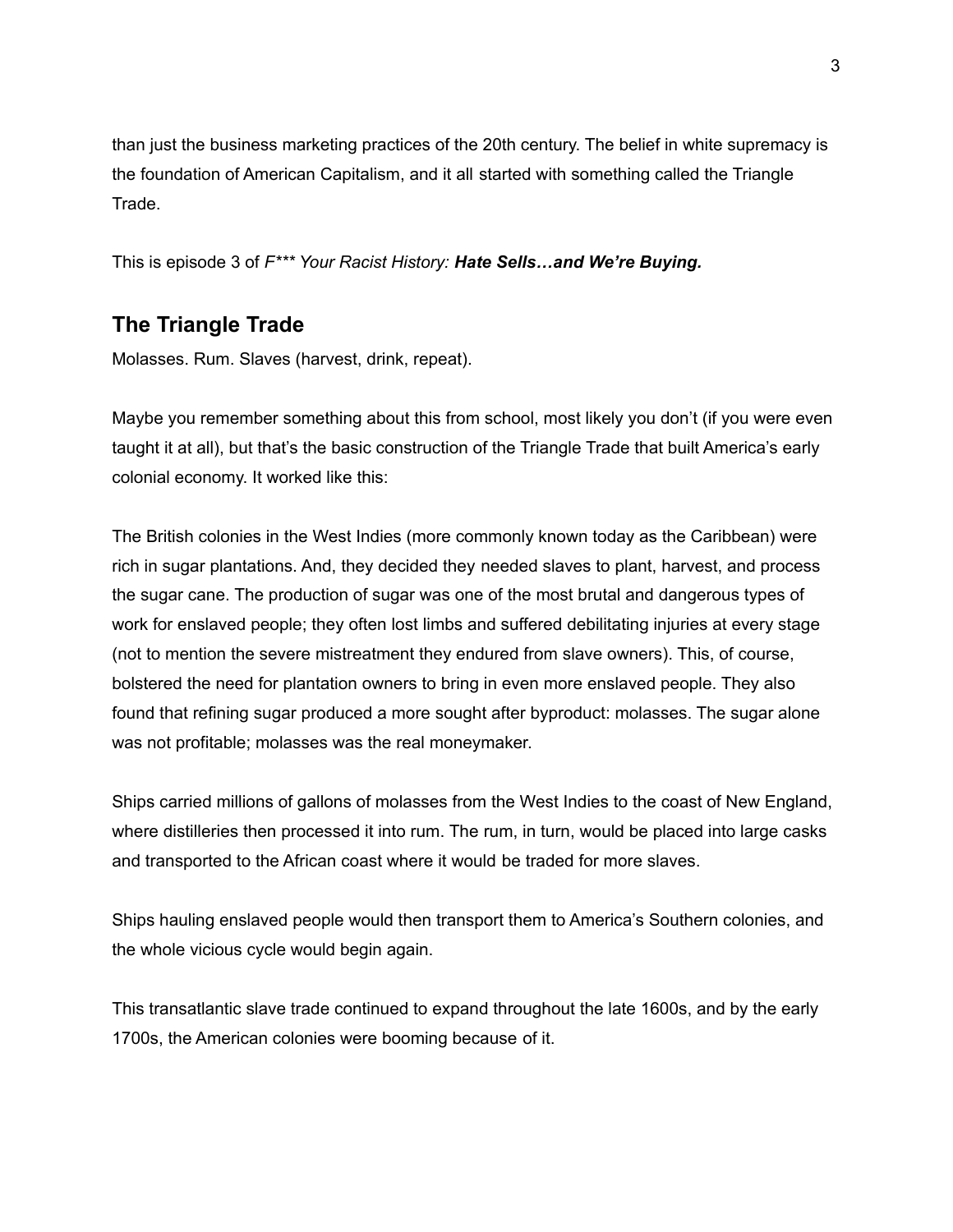than just the business marketing practices of the 20th century. The belief in white supremacy is the foundation of American Capitalism, and it all started with something called the Triangle Trade.

This is episode 3 of *F*** Your Racist History:* ***Hate Sells…and We're Buying.***

## The Triangle Trade

Molasses. Rum. Slaves (harvest, drink, repeat).

Maybe you remember something about this from school, most likely you don't (if you were even taught it at all), but that's the basic construction of the Triangle Trade that built America's early colonial economy. It worked like this:

The British colonies in the West Indies (more commonly known today as the Caribbean) were rich in sugar plantations. And, they decided they needed slaves to plant, harvest, and process the sugar cane. The production of sugar was one of the most brutal and dangerous types of work for enslaved people; they often lost limbs and suffered debilitating injuries at every stage (not to mention the severe mistreatment they endured from slave owners). This, of course, bolstered the need for plantation owners to bring in even more enslaved people. They also found that refining sugar produced a more sought after byproduct: molasses. The sugar alone was not profitable; molasses was the real moneymaker.

Ships carried millions of gallons of molasses from the West Indies to the coast of New England, where distilleries then processed it into rum. The rum, in turn, would be placed into large casks and transported to the African coast where it would be traded for more slaves.

Ships hauling enslaved people would then transport them to America's Southern colonies, and the whole vicious cycle would begin again.

This transatlantic slave trade continued to expand throughout the late 1600s, and by the early 1700s, the American colonies were booming because of it.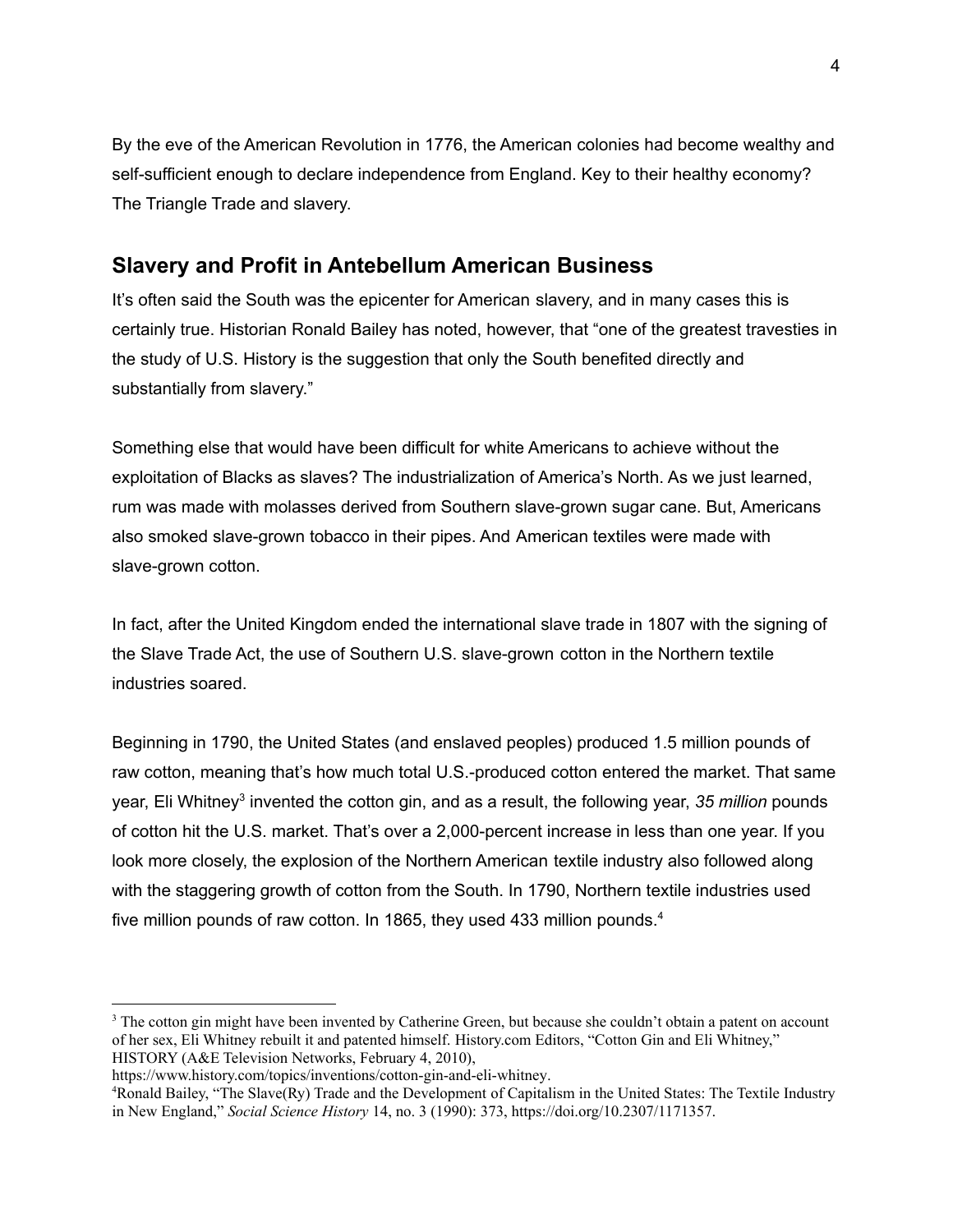By the eve of the American Revolution in 1776, the American colonies had become wealthy and self-sufficient enough to declare independence from England. Key to their healthy economy? The Triangle Trade and slavery.

## Slavery and Profit in Antebellum American Business

It's often said the South was the epicenter for American slavery, and in many cases this is certainly true. Historian Ronald Bailey has noted, however, that "one of the greatest travesties in the study of U.S. History is the suggestion that only the South benefited directly and substantially from slavery."

Something else that would have been difficult for white Americans to achieve without the exploitation of Blacks as slaves? The industrialization of America's North. As we just learned, rum was made with molasses derived from Southern slave-grown sugar cane. But, Americans also smoked slave-grown tobacco in their pipes. And American textiles were made with slave-grown cotton.

In fact, after the United Kingdom ended the international slave trade in 1807 with the signing of the Slave Trade Act, the use of Southern U.S. slave-grown cotton in the Northern textile industries soared.

Beginning in 1790, the United States (and enslaved peoples) produced 1.5 million pounds of raw cotton, meaning that's how much total U.S.-produced cotton entered the market. That same year, Eli Whitney[3] invented the cotton gin, and as a result, the following year, *35 million* pounds of cotton hit the U.S. market. That's over a 2,000-percent increase in less than one year. If you look more closely, the explosion of the Northern American textile industry also followed along with the staggering growth of cotton from the South. In 1790, Northern textile industries used five million pounds of raw cotton. In 1865, they used 433 million pounds.[4]

---

[3] The cotton gin might have been invented by Catherine Green, but because she couldn't obtain a patent on account of her sex, Eli Whitney rebuilt it and patented himself. History.com Editors, "Cotton Gin and Eli Whitney," HISTORY (A&E Television Networks, February 4, 2010), https://www.history.com/topics/inventions/cotton-gin-and-eli-whitney.

[4] Ronald Bailey, "The Slave(Ry) Trade and the Development of Capitalism in the United States: The Textile Industry in New England," *Social Science History* 14, no. 3 (1990): 373, https://doi.org/10.2307/1171357.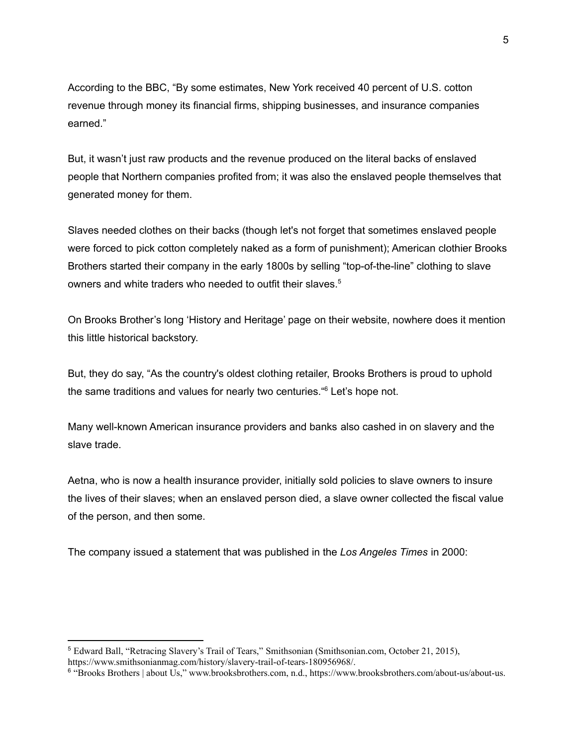According to the BBC, “By some estimates, New York received 40 percent of U.S. cotton revenue through money its financial firms, shipping businesses, and insurance companies earned.”

But, it wasn’t just raw products and the revenue produced on the literal backs of enslaved people that Northern companies profited from; it was also the enslaved people themselves that generated money for them.

Slaves needed clothes on their backs (though let's not forget that sometimes enslaved people were forced to pick cotton completely naked as a form of punishment); American clothier Brooks Brothers started their company in the early 1800s by selling “top-of-the-line” clothing to slave owners and white traders who needed to outfit their slaves.[5]

On Brooks Brother’s long ‘History and Heritage’ page on their website, nowhere does it mention this little historical backstory.

But, they do say, “As the country's oldest clothing retailer, Brooks Brothers is proud to uphold the same traditions and values for nearly two centuries.“[6] Let’s hope not.

Many well-known American insurance providers and banks also cashed in on slavery and the slave trade.

Aetna, who is now a health insurance provider, initially sold policies to slave owners to insure the lives of their slaves; when an enslaved person died, a slave owner collected the fiscal value of the person, and then some.

The company issued a statement that was published in the *Los Angeles Times* in 2000:

---

[5] Edward Ball, “Retracing Slavery’s Trail of Tears,” Smithsonian (Smithsonian.com, October 21, 2015), https://www.smithsonianmag.com/history/slavery-trail-of-tears-180956968/.

[6] “Brooks Brothers | about Us,” www.brooksbrothers.com, n.d., https://www.brooksbrothers.com/about-us/about-us.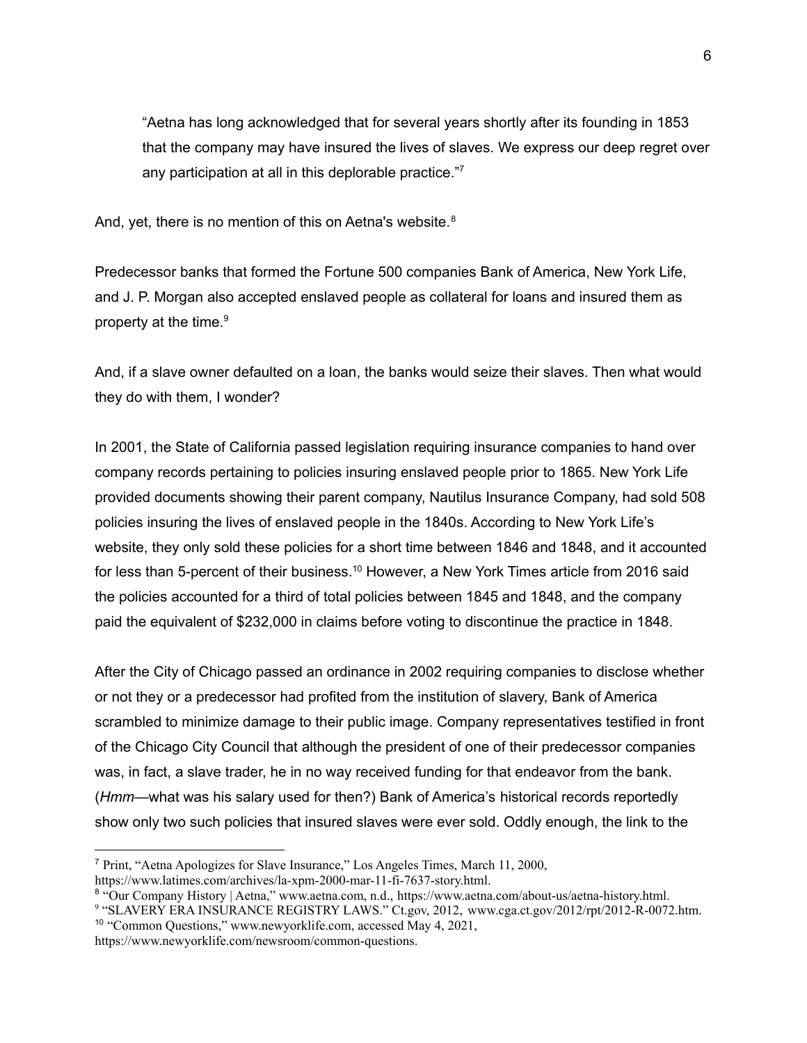> "Aetna has long acknowledged that for several years shortly after its founding in 1853 that the company may have insured the lives of slaves. We express our deep regret over any participation at all in this deplorable practice."[7]

And, yet, there is no mention of this on Aetna's website.[8]

Predecessor banks that formed the Fortune 500 companies Bank of America, New York Life, and J. P. Morgan also accepted enslaved people as collateral for loans and insured them as property at the time.[9]

And, if a slave owner defaulted on a loan, the banks would seize their slaves. Then what would they do with them, I wonder?

In 2001, the State of California passed legislation requiring insurance companies to hand over company records pertaining to policies insuring enslaved people prior to 1865. New York Life provided documents showing their parent company, Nautilus Insurance Company, had sold 508 policies insuring the lives of enslaved people in the 1840s. According to New York Life's website, they only sold these policies for a short time between 1846 and 1848, and it accounted for less than 5-percent of their business.[10] However, a New York Times article from 2016 said the policies accounted for a third of total policies between 1845 and 1848, and the company paid the equivalent of $232,000 in claims before voting to discontinue the practice in 1848.

After the City of Chicago passed an ordinance in 2002 requiring companies to disclose whether or not they or a predecessor had profited from the institution of slavery, Bank of America scrambled to minimize damage to their public image. Company representatives testified in front of the Chicago City Council that although the president of one of their predecessor companies was, in fact, a slave trader, he in no way received funding for that endeavor from the bank. (*Hmm*—what was his salary used for then?) Bank of America's historical records reportedly show only two such policies that insured slaves were ever sold. Oddly enough, the link to the

---

[7] Print, "Aetna Apologizes for Slave Insurance," Los Angeles Times, March 11, 2000, https://www.latimes.com/archives/la-xpm-2000-mar-11-fi-7637-story.html.

[8] "Our Company History | Aetna," www.aetna.com, n.d., https://www.aetna.com/about-us/aetna-history.html.

[9] "SLAVERY ERA INSURANCE REGISTRY LAWS." Ct.gov, 2012, www.cga.ct.gov/2012/rpt/2012-R-0072.htm.

[10] "Common Questions," www.newyorklife.com, accessed May 4, 2021, https://www.newyorklife.com/newsroom/common-questions.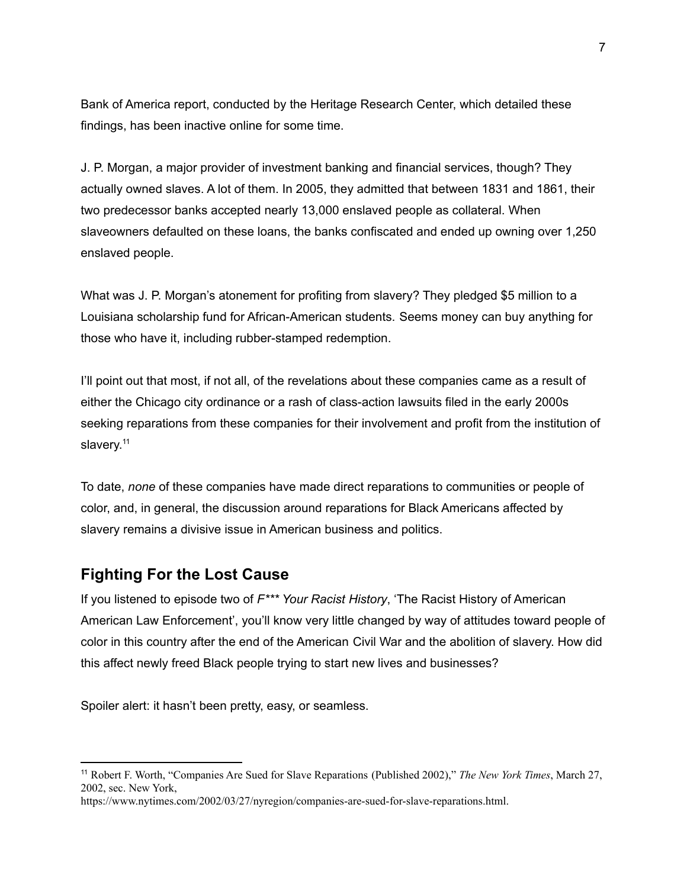Bank of America report, conducted by the Heritage Research Center, which detailed these findings, has been inactive online for some time.

J. P. Morgan, a major provider of investment banking and financial services, though? They actually owned slaves. A lot of them. In 2005, they admitted that between 1831 and 1861, their two predecessor banks accepted nearly 13,000 enslaved people as collateral. When slaveowners defaulted on these loans, the banks confiscated and ended up owning over 1,250 enslaved people.

What was J. P. Morgan's atonement for profiting from slavery? They pledged $5 million to a Louisiana scholarship fund for African-American students. Seems money can buy anything for those who have it, including rubber-stamped redemption.

I'll point out that most, if not all, of the revelations about these companies came as a result of either the Chicago city ordinance or a rash of class-action lawsuits filed in the early 2000s seeking reparations from these companies for their involvement and profit from the institution of slavery.[11]

To date, *none* of these companies have made direct reparations to communities or people of color, and, in general, the discussion around reparations for Black Americans affected by slavery remains a divisive issue in American business and politics.

## Fighting For the Lost Cause

If you listened to episode two of *F*** Your Racist History*, 'The Racist History of American American Law Enforcement', you'll know very little changed by way of attitudes toward people of color in this country after the end of the American Civil War and the abolition of slavery. How did this affect newly freed Black people trying to start new lives and businesses?

Spoiler alert: it hasn't been pretty, easy, or seamless.

---

[11] Robert F. Worth, "Companies Are Sued for Slave Reparations (Published 2002)," *The New York Times*, March 27, 2002, sec. New York, https://www.nytimes.com/2002/03/27/nyregion/companies-are-sued-for-slave-reparations.html.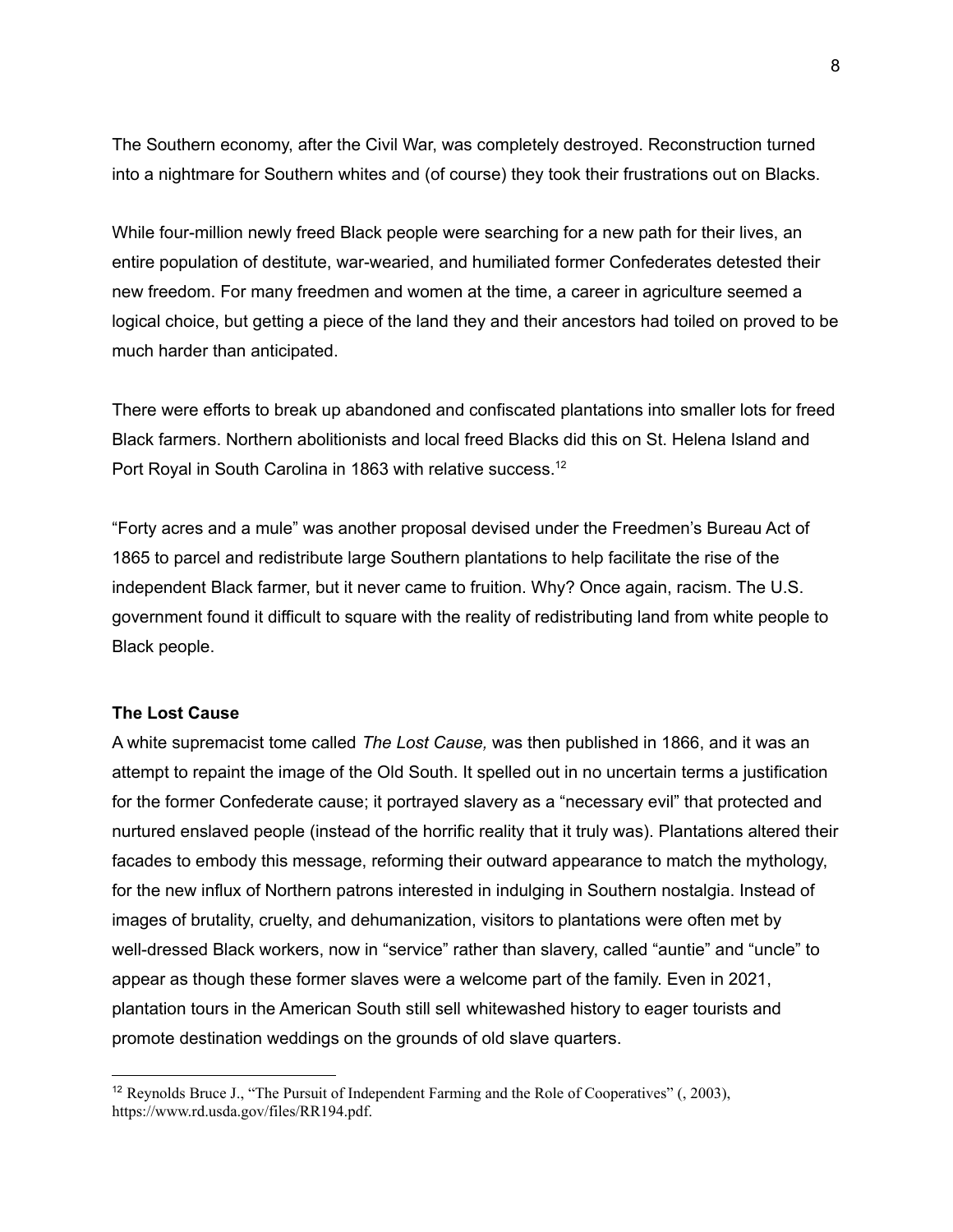The Southern economy, after the Civil War, was completely destroyed. Reconstruction turned into a nightmare for Southern whites and (of course) they took their frustrations out on Blacks.

While four-million newly freed Black people were searching for a new path for their lives, an entire population of destitute, war-wearied, and humiliated former Confederates detested their new freedom. For many freedmen and women at the time, a career in agriculture seemed a logical choice, but getting a piece of the land they and their ancestors had toiled on proved to be much harder than anticipated.

There were efforts to break up abandoned and confiscated plantations into smaller lots for freed Black farmers. Northern abolitionists and local freed Blacks did this on St. Helena Island and Port Royal in South Carolina in 1863 with relative success.[12]

"Forty acres and a mule" was another proposal devised under the Freedmen's Bureau Act of 1865 to parcel and redistribute large Southern plantations to help facilitate the rise of the independent Black farmer, but it never came to fruition. Why? Once again, racism. The U.S. government found it difficult to square with the reality of redistributing land from white people to Black people.

**The Lost Cause**

A white supremacist tome called *The Lost Cause,* was then published in 1866, and it was an attempt to repaint the image of the Old South. It spelled out in no uncertain terms a justification for the former Confederate cause; it portrayed slavery as a "necessary evil" that protected and nurtured enslaved people (instead of the horrific reality that it truly was). Plantations altered their facades to embody this message, reforming their outward appearance to match the mythology, for the new influx of Northern patrons interested in indulging in Southern nostalgia. Instead of images of brutality, cruelty, and dehumanization, visitors to plantations were often met by well-dressed Black workers, now in "service" rather than slavery, called "auntie" and "uncle" to appear as though these former slaves were a welcome part of the family. Even in 2021, plantation tours in the American South still sell whitewashed history to eager tourists and promote destination weddings on the grounds of old slave quarters.

---

[12] Reynolds Bruce J., "The Pursuit of Independent Farming and the Role of Cooperatives" (, 2003), https://www.rd.usda.gov/files/RR194.pdf.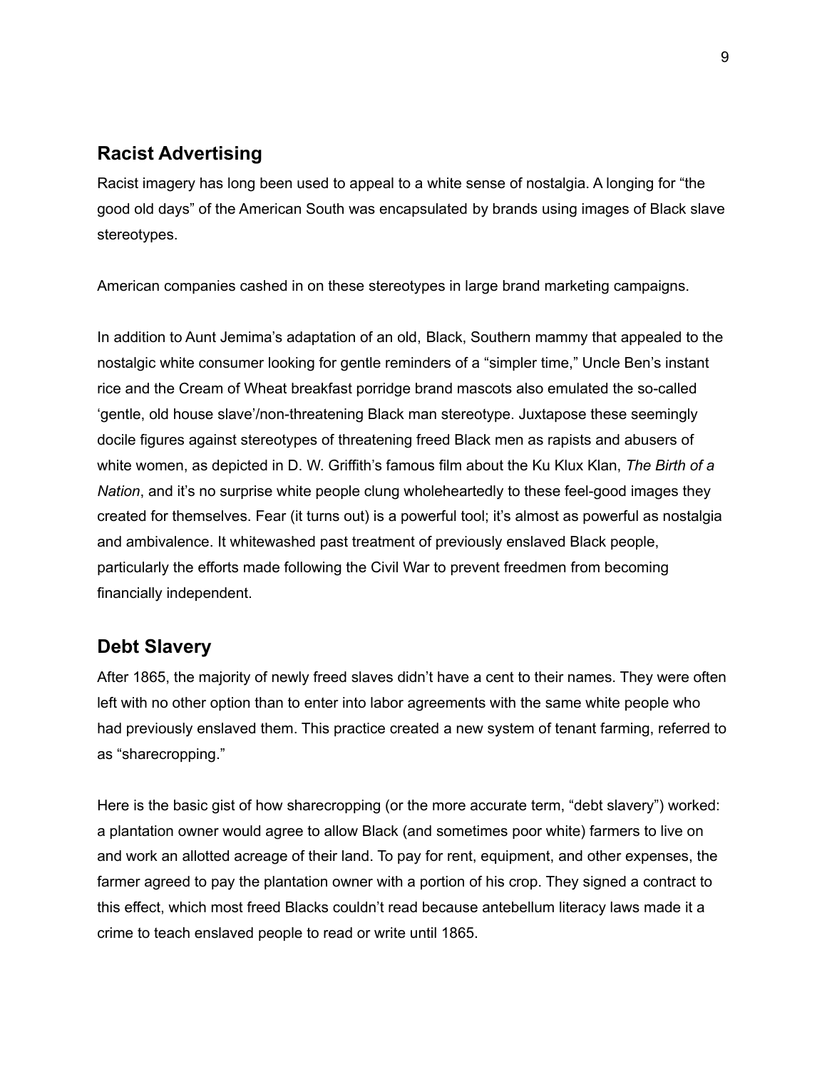## Racist Advertising

Racist imagery has long been used to appeal to a white sense of nostalgia. A longing for "the good old days" of the American South was encapsulated by brands using images of Black slave stereotypes.

American companies cashed in on these stereotypes in large brand marketing campaigns.

In addition to Aunt Jemima's adaptation of an old, Black, Southern mammy that appealed to the nostalgic white consumer looking for gentle reminders of a "simpler time," Uncle Ben's instant rice and the Cream of Wheat breakfast porridge brand mascots also emulated the so-called 'gentle, old house slave'/non-threatening Black man stereotype. Juxtapose these seemingly docile figures against stereotypes of threatening freed Black men as rapists and abusers of white women, as depicted in D. W. Griffith's famous film about the Ku Klux Klan, *The Birth of a Nation*, and it's no surprise white people clung wholeheartedly to these feel-good images they created for themselves. Fear (it turns out) is a powerful tool; it's almost as powerful as nostalgia and ambivalence. It whitewashed past treatment of previously enslaved Black people, particularly the efforts made following the Civil War to prevent freedmen from becoming financially independent.

## Debt Slavery

After 1865, the majority of newly freed slaves didn't have a cent to their names. They were often left with no other option than to enter into labor agreements with the same white people who had previously enslaved them. This practice created a new system of tenant farming, referred to as "sharecropping."

Here is the basic gist of how sharecropping (or the more accurate term, "debt slavery") worked: a plantation owner would agree to allow Black (and sometimes poor white) farmers to live on and work an allotted acreage of their land. To pay for rent, equipment, and other expenses, the farmer agreed to pay the plantation owner with a portion of his crop. They signed a contract to this effect, which most freed Blacks couldn't read because antebellum literacy laws made it a crime to teach enslaved people to read or write until 1865.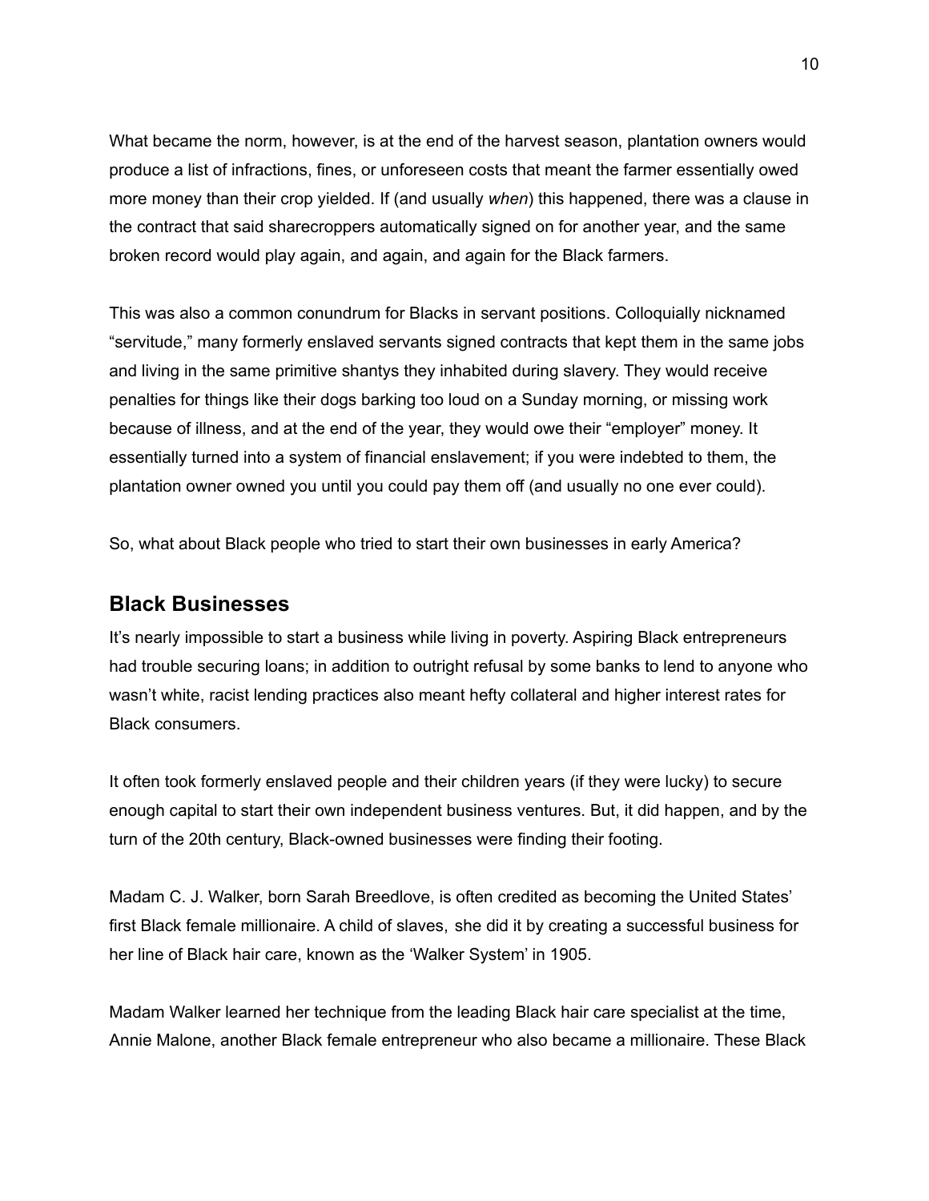What became the norm, however, is at the end of the harvest season, plantation owners would produce a list of infractions, fines, or unforeseen costs that meant the farmer essentially owed more money than their crop yielded. If (and usually *when*) this happened, there was a clause in the contract that said sharecroppers automatically signed on for another year, and the same broken record would play again, and again, and again for the Black farmers.

This was also a common conundrum for Blacks in servant positions. Colloquially nicknamed "servitude," many formerly enslaved servants signed contracts that kept them in the same jobs and living in the same primitive shantys they inhabited during slavery. They would receive penalties for things like their dogs barking too loud on a Sunday morning, or missing work because of illness, and at the end of the year, they would owe their "employer" money. It essentially turned into a system of financial enslavement; if you were indebted to them, the plantation owner owned you until you could pay them off (and usually no one ever could).

So, what about Black people who tried to start their own businesses in early America?

## Black Businesses

It's nearly impossible to start a business while living in poverty. Aspiring Black entrepreneurs had trouble securing loans; in addition to outright refusal by some banks to lend to anyone who wasn't white, racist lending practices also meant hefty collateral and higher interest rates for Black consumers.

It often took formerly enslaved people and their children years (if they were lucky) to secure enough capital to start their own independent business ventures. But, it did happen, and by the turn of the 20th century, Black-owned businesses were finding their footing.

Madam C. J. Walker, born Sarah Breedlove, is often credited as becoming the United States' first Black female millionaire. A child of slaves, she did it by creating a successful business for her line of Black hair care, known as the 'Walker System' in 1905.

Madam Walker learned her technique from the leading Black hair care specialist at the time, Annie Malone, another Black female entrepreneur who also became a millionaire. These Black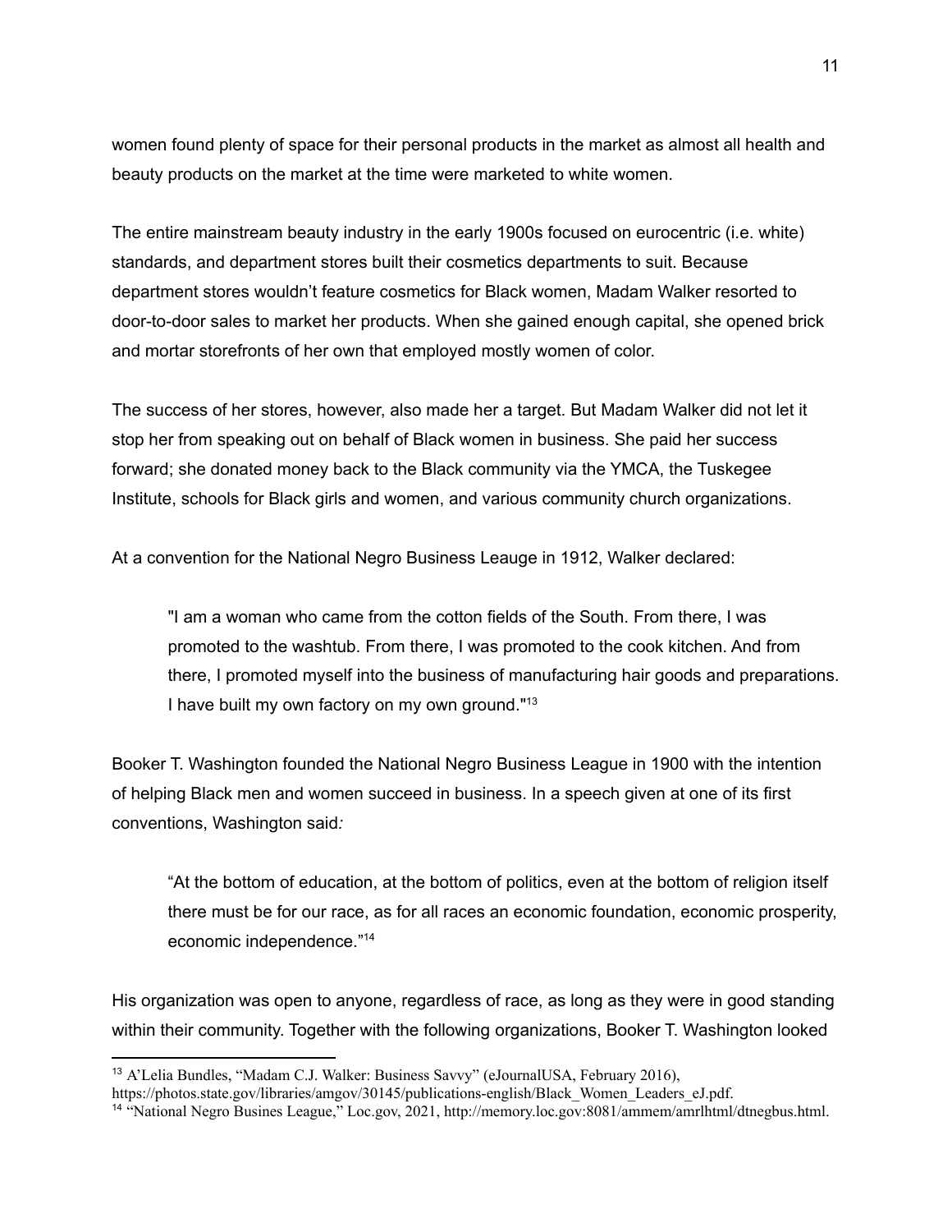women found plenty of space for their personal products in the market as almost all health and beauty products on the market at the time were marketed to white women.

The entire mainstream beauty industry in the early 1900s focused on eurocentric (i.e. white) standards, and department stores built their cosmetics departments to suit. Because department stores wouldn't feature cosmetics for Black women, Madam Walker resorted to door-to-door sales to market her products. When she gained enough capital, she opened brick and mortar storefronts of her own that employed mostly women of color.

The success of her stores, however, also made her a target. But Madam Walker did not let it stop her from speaking out on behalf of Black women in business. She paid her success forward; she donated money back to the Black community via the YMCA, the Tuskegee Institute, schools for Black girls and women, and various community church organizations.

At a convention for the National Negro Business Leauge in 1912, Walker declared:

> "I am a woman who came from the cotton fields of the South. From there, I was promoted to the washtub. From there, I was promoted to the cook kitchen. And from there, I promoted myself into the business of manufacturing hair goods and preparations. I have built my own factory on my own ground."[13]

Booker T. Washington founded the National Negro Business League in 1900 with the intention of helping Black men and women succeed in business. In a speech given at one of its first conventions, Washington said*:*

> "At the bottom of education, at the bottom of politics, even at the bottom of religion itself there must be for our race, as for all races an economic foundation, economic prosperity, economic independence."[14]

His organization was open to anyone, regardless of race, as long as they were in good standing within their community. Together with the following organizations, Booker T. Washington looked

---

[13] A'Lelia Bundles, "Madam C.J. Walker: Business Savvy" (eJournalUSA, February 2016), https://photos.state.gov/libraries/amgov/30145/publications-english/Black_Women_Leaders_eJ.pdf.

[14] "National Negro Busines League," Loc.gov, 2021, http://memory.loc.gov:8081/ammem/amrlhtml/dtnegbus.html.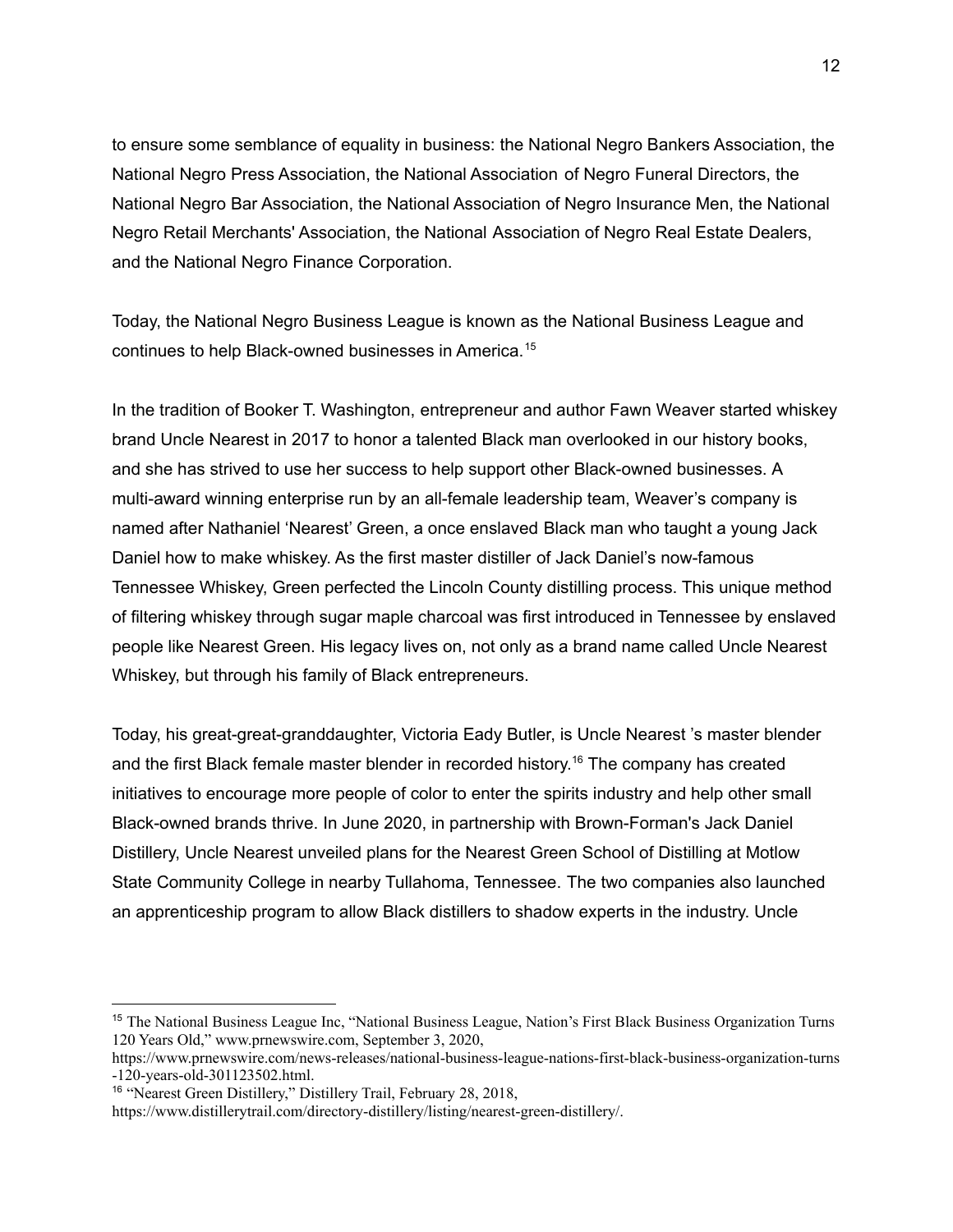to ensure some semblance of equality in business: the National Negro Bankers Association, the National Negro Press Association, the National Association of Negro Funeral Directors, the National Negro Bar Association, the National Association of Negro Insurance Men, the National Negro Retail Merchants' Association, the National Association of Negro Real Estate Dealers, and the National Negro Finance Corporation.

Today, the National Negro Business League is known as the National Business League and continues to help Black-owned businesses in America.[15]

In the tradition of Booker T. Washington, entrepreneur and author Fawn Weaver started whiskey brand Uncle Nearest in 2017 to honor a talented Black man overlooked in our history books, and she has strived to use her success to help support other Black-owned businesses. A multi-award winning enterprise run by an all-female leadership team, Weaver's company is named after Nathaniel 'Nearest' Green, a once enslaved Black man who taught a young Jack Daniel how to make whiskey. As the first master distiller of Jack Daniel's now-famous Tennessee Whiskey, Green perfected the Lincoln County distilling process. This unique method of filtering whiskey through sugar maple charcoal was first introduced in Tennessee by enslaved people like Nearest Green. His legacy lives on, not only as a brand name called Uncle Nearest Whiskey, but through his family of Black entrepreneurs.

Today, his great-great-granddaughter, Victoria Eady Butler, is Uncle Nearest 's master blender and the first Black female master blender in recorded history.[16] The company has created initiatives to encourage more people of color to enter the spirits industry and help other small Black-owned brands thrive. In June 2020, in partnership with Brown-Forman's Jack Daniel Distillery, Uncle Nearest unveiled plans for the Nearest Green School of Distilling at Motlow State Community College in nearby Tullahoma, Tennessee. The two companies also launched an apprenticeship program to allow Black distillers to shadow experts in the industry. Uncle

---

[15] The National Business League Inc, "National Business League, Nation's First Black Business Organization Turns 120 Years Old," www.prnewswire.com, September 3, 2020, https://www.prnewswire.com/news-releases/national-business-league-nations-first-black-business-organization-turns-120-years-old-301123502.html.

[16] "Nearest Green Distillery," Distillery Trail, February 28, 2018, https://www.distillerytrail.com/directory-distillery/listing/nearest-green-distillery/.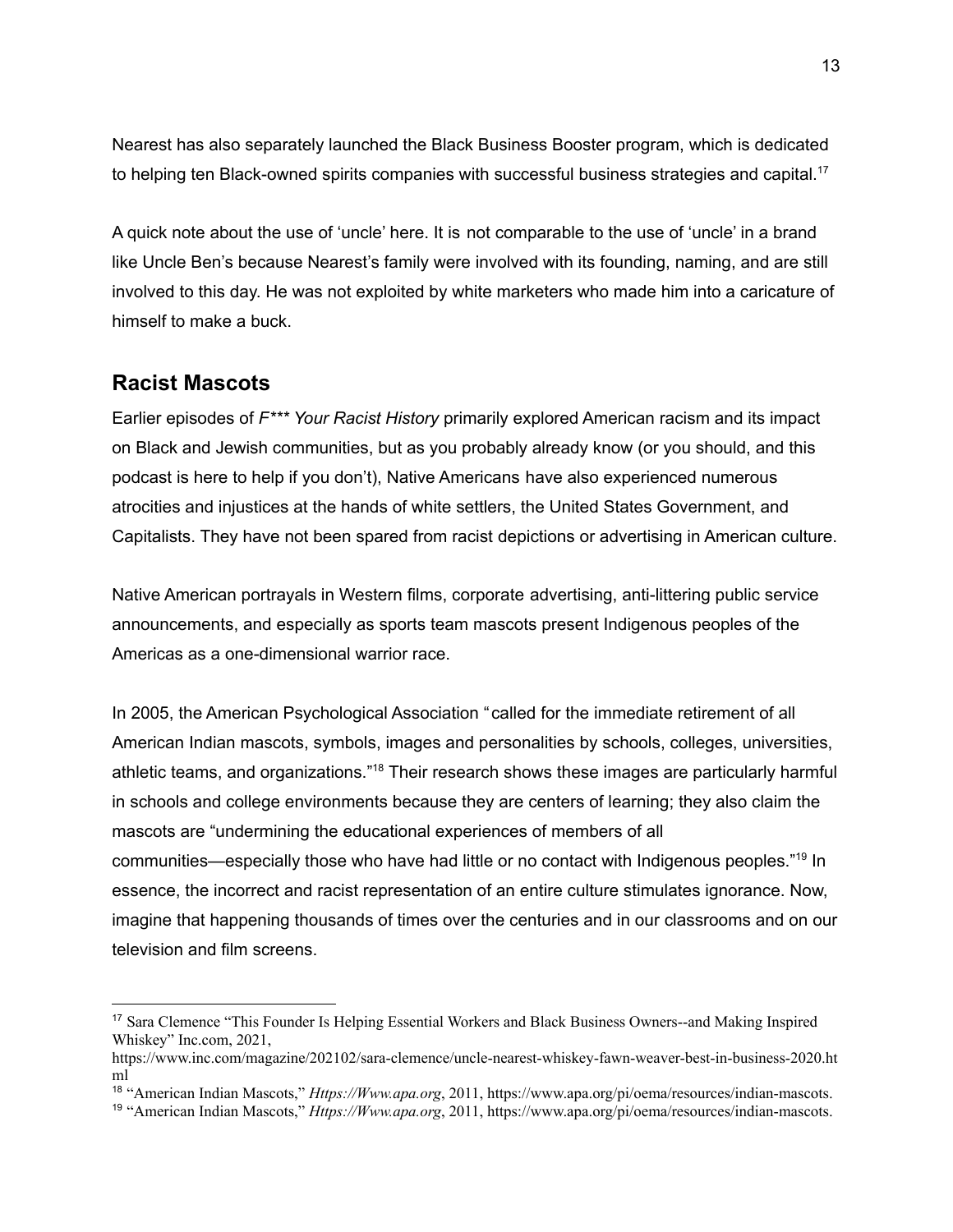Nearest has also separately launched the Black Business Booster program, which is dedicated to helping ten Black-owned spirits companies with successful business strategies and capital.[17]

A quick note about the use of 'uncle' here. It is not comparable to the use of 'uncle' in a brand like Uncle Ben's because Nearest's family were involved with its founding, naming, and are still involved to this day. He was not exploited by white marketers who made him into a caricature of himself to make a buck.

## Racist Mascots

Earlier episodes of *F*** Your Racist History* primarily explored American racism and its impact on Black and Jewish communities, but as you probably already know (or you should, and this podcast is here to help if you don't), Native Americans have also experienced numerous atrocities and injustices at the hands of white settlers, the United States Government, and Capitalists. They have not been spared from racist depictions or advertising in American culture.

Native American portrayals in Western films, corporate advertising, anti-littering public service announcements, and especially as sports team mascots present Indigenous peoples of the Americas as a one-dimensional warrior race.

In 2005, the American Psychological Association "called for the immediate retirement of all American Indian mascots, symbols, images and personalities by schools, colleges, universities, athletic teams, and organizations."[18] Their research shows these images are particularly harmful in schools and college environments because they are centers of learning; they also claim the mascots are "undermining the educational experiences of members of all communities—especially those who have had little or no contact with Indigenous peoples."[19] In essence, the incorrect and racist representation of an entire culture stimulates ignorance. Now, imagine that happening thousands of times over the centuries and in our classrooms and on our television and film screens.

---

[17] Sara Clemence "This Founder Is Helping Essential Workers and Black Business Owners--and Making Inspired Whiskey" Inc.com, 2021, https://www.inc.com/magazine/202102/sara-clemence/uncle-nearest-whiskey-fawn-weaver-best-in-business-2020.html

[18] "American Indian Mascots," *Https://Www.apa.org*, 2011, https://www.apa.org/pi/oema/resources/indian-mascots.

[19] "American Indian Mascots," *Https://Www.apa.org*, 2011, https://www.apa.org/pi/oema/resources/indian-mascots.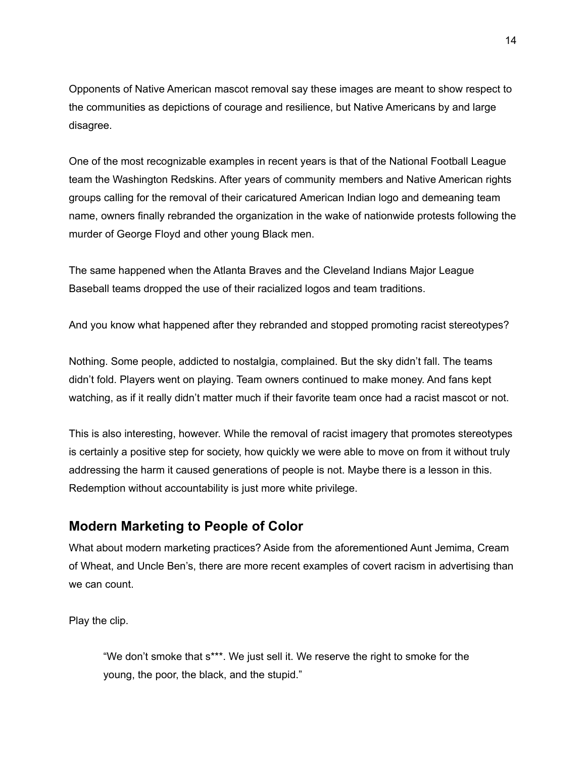Opponents of Native American mascot removal say these images are meant to show respect to the communities as depictions of courage and resilience, but Native Americans by and large disagree.

One of the most recognizable examples in recent years is that of the National Football League team the Washington Redskins. After years of community members and Native American rights groups calling for the removal of their caricatured American Indian logo and demeaning team name, owners finally rebranded the organization in the wake of nationwide protests following the murder of George Floyd and other young Black men.

The same happened when the Atlanta Braves and the Cleveland Indians Major League Baseball teams dropped the use of their racialized logos and team traditions.

And you know what happened after they rebranded and stopped promoting racist stereotypes?

Nothing. Some people, addicted to nostalgia, complained. But the sky didn't fall. The teams didn't fold. Players went on playing. Team owners continued to make money. And fans kept watching, as if it really didn't matter much if their favorite team once had a racist mascot or not.

This is also interesting, however. While the removal of racist imagery that promotes stereotypes is certainly a positive step for society, how quickly we were able to move on from it without truly addressing the harm it caused generations of people is not. Maybe there is a lesson in this. Redemption without accountability is just more white privilege.

## Modern Marketing to People of Color

What about modern marketing practices? Aside from the aforementioned Aunt Jemima, Cream of Wheat, and Uncle Ben's, there are more recent examples of covert racism in advertising than we can count.

Play the clip.

> "We don't smoke that s***. We just sell it. We reserve the right to smoke for the young, the poor, the black, and the stupid."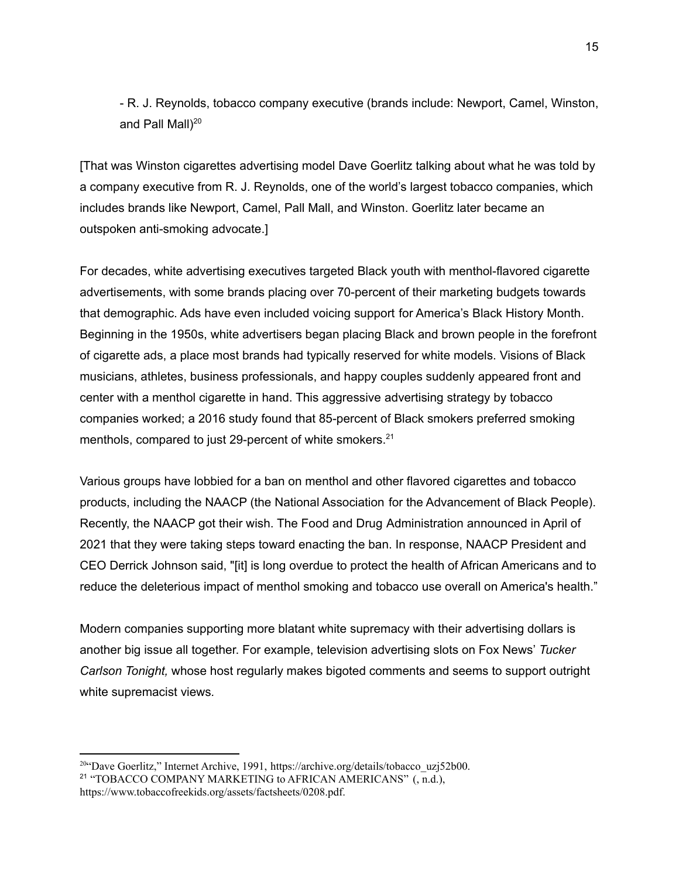- R. J. Reynolds, tobacco company executive (brands include: Newport, Camel, Winston, and Pall Mall)[20]

[That was Winston cigarettes advertising model Dave Goerlitz talking about what he was told by a company executive from R. J. Reynolds, one of the world's largest tobacco companies, which includes brands like Newport, Camel, Pall Mall, and Winston. Goerlitz later became an outspoken anti-smoking advocate.]

For decades, white advertising executives targeted Black youth with menthol-flavored cigarette advertisements, with some brands placing over 70-percent of their marketing budgets towards that demographic. Ads have even included voicing support for America's Black History Month. Beginning in the 1950s, white advertisers began placing Black and brown people in the forefront of cigarette ads, a place most brands had typically reserved for white models. Visions of Black musicians, athletes, business professionals, and happy couples suddenly appeared front and center with a menthol cigarette in hand. This aggressive advertising strategy by tobacco companies worked; a 2016 study found that 85-percent of Black smokers preferred smoking menthols, compared to just 29-percent of white smokers.[21]

Various groups have lobbied for a ban on menthol and other flavored cigarettes and tobacco products, including the NAACP (the National Association for the Advancement of Black People). Recently, the NAACP got their wish. The Food and Drug Administration announced in April of 2021 that they were taking steps toward enacting the ban. In response, NAACP President and CEO Derrick Johnson said, "[it] is long overdue to protect the health of African Americans and to reduce the deleterious impact of menthol smoking and tobacco use overall on America's health."

Modern companies supporting more blatant white supremacy with their advertising dollars is another big issue all together. For example, television advertising slots on Fox News' *Tucker Carlson Tonight,* whose host regularly makes bigoted comments and seems to support outright white supremacist views.

---

[20] "Dave Goerlitz," Internet Archive, 1991, https://archive.org/details/tobacco_uzj52b00.

[21] "TOBACCO COMPANY MARKETING to AFRICAN AMERICANS" (, n.d.), https://www.tobaccofreekids.org/assets/factsheets/0208.pdf.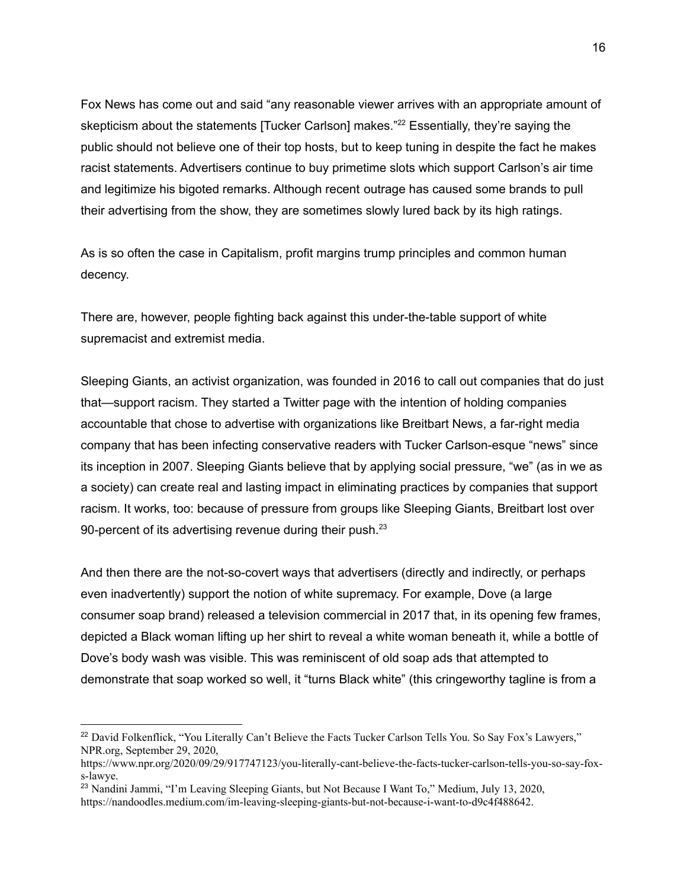Fox News has come out and said “any reasonable viewer arrives with an appropriate amount of skepticism about the statements [Tucker Carlson] makes.”[22] Essentially, they’re saying the public should not believe one of their top hosts, but to keep tuning in despite the fact he makes racist statements. Advertisers continue to buy primetime slots which support Carlson’s air time and legitimize his bigoted remarks. Although recent outrage has caused some brands to pull their advertising from the show, they are sometimes slowly lured back by its high ratings.

As is so often the case in Capitalism, profit margins trump principles and common human decency.

There are, however, people fighting back against this under-the-table support of white supremacist and extremist media.

Sleeping Giants, an activist organization, was founded in 2016 to call out companies that do just that—support racism. They started a Twitter page with the intention of holding companies accountable that chose to advertise with organizations like Breitbart News, a far-right media company that has been infecting conservative readers with Tucker Carlson-esque “news” since its inception in 2007. Sleeping Giants believe that by applying social pressure, “we” (as in we as a society) can create real and lasting impact in eliminating practices by companies that support racism. It works, too: because of pressure from groups like Sleeping Giants, Breitbart lost over 90-percent of its advertising revenue during their push.[23]

And then there are the not-so-covert ways that advertisers (directly and indirectly, or perhaps even inadvertently) support the notion of white supremacy. For example, Dove (a large consumer soap brand) released a television commercial in 2017 that, in its opening few frames, depicted a Black woman lifting up her shirt to reveal a white woman beneath it, while a bottle of Dove’s body wash was visible. This was reminiscent of old soap ads that attempted to demonstrate that soap worked so well, it “turns Black white” (this cringeworthy tagline is from a

---

[22] David Folkenflick, “You Literally Can’t Believe the Facts Tucker Carlson Tells You. So Say Fox’s Lawyers,” NPR.org, September 29, 2020, https://www.npr.org/2020/09/29/917747123/you-literally-cant-believe-the-facts-tucker-carlson-tells-you-so-say-fox-s-lawye.

[23] Nandini Jammi, “I’m Leaving Sleeping Giants, but Not Because I Want To,” Medium, July 13, 2020, https://nandoodles.medium.com/im-leaving-sleeping-giants-but-not-because-i-want-to-d9c4f488642.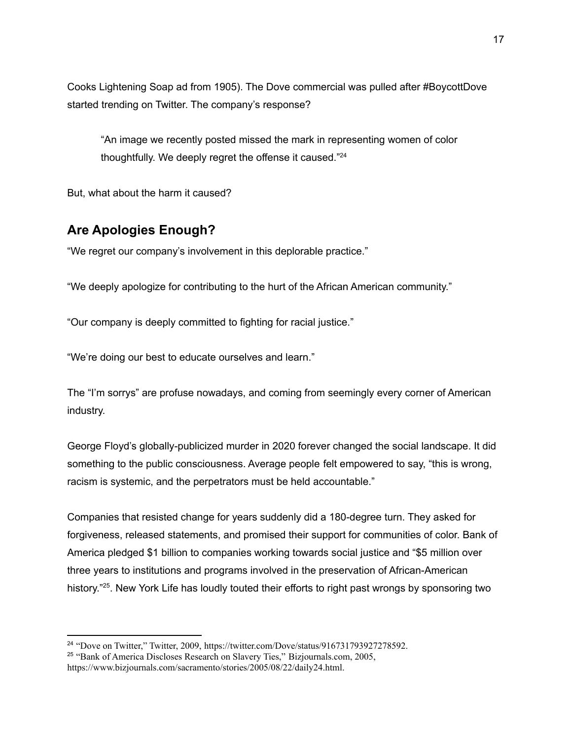Cooks Lightening Soap ad from 1905). The Dove commercial was pulled after #BoycottDove started trending on Twitter. The company's response?

> "An image we recently posted missed the mark in representing women of color thoughtfully. We deeply regret the offense it caused."[24]

But, what about the harm it caused?

## Are Apologies Enough?

"We regret our company's involvement in this deplorable practice."

"We deeply apologize for contributing to the hurt of the African American community."

"Our company is deeply committed to fighting for racial justice."

"We're doing our best to educate ourselves and learn."

The "I'm sorrys" are profuse nowadays, and coming from seemingly every corner of American industry.

George Floyd's globally-publicized murder in 2020 forever changed the social landscape. It did something to the public consciousness. Average people felt empowered to say, "this is wrong, racism is systemic, and the perpetrators must be held accountable."

Companies that resisted change for years suddenly did a 180-degree turn. They asked for forgiveness, released statements, and promised their support for communities of color. Bank of America pledged $1 billion to companies working towards social justice and "$5 million over three years to institutions and programs involved in the preservation of African-American history."[25]. New York Life has loudly touted their efforts to right past wrongs by sponsoring two

---

[24] "Dove on Twitter," Twitter, 2009, https://twitter.com/Dove/status/916731793927278592.

[25] "Bank of America Discloses Research on Slavery Ties," Bizjournals.com, 2005, https://www.bizjournals.com/sacramento/stories/2005/08/22/daily24.html.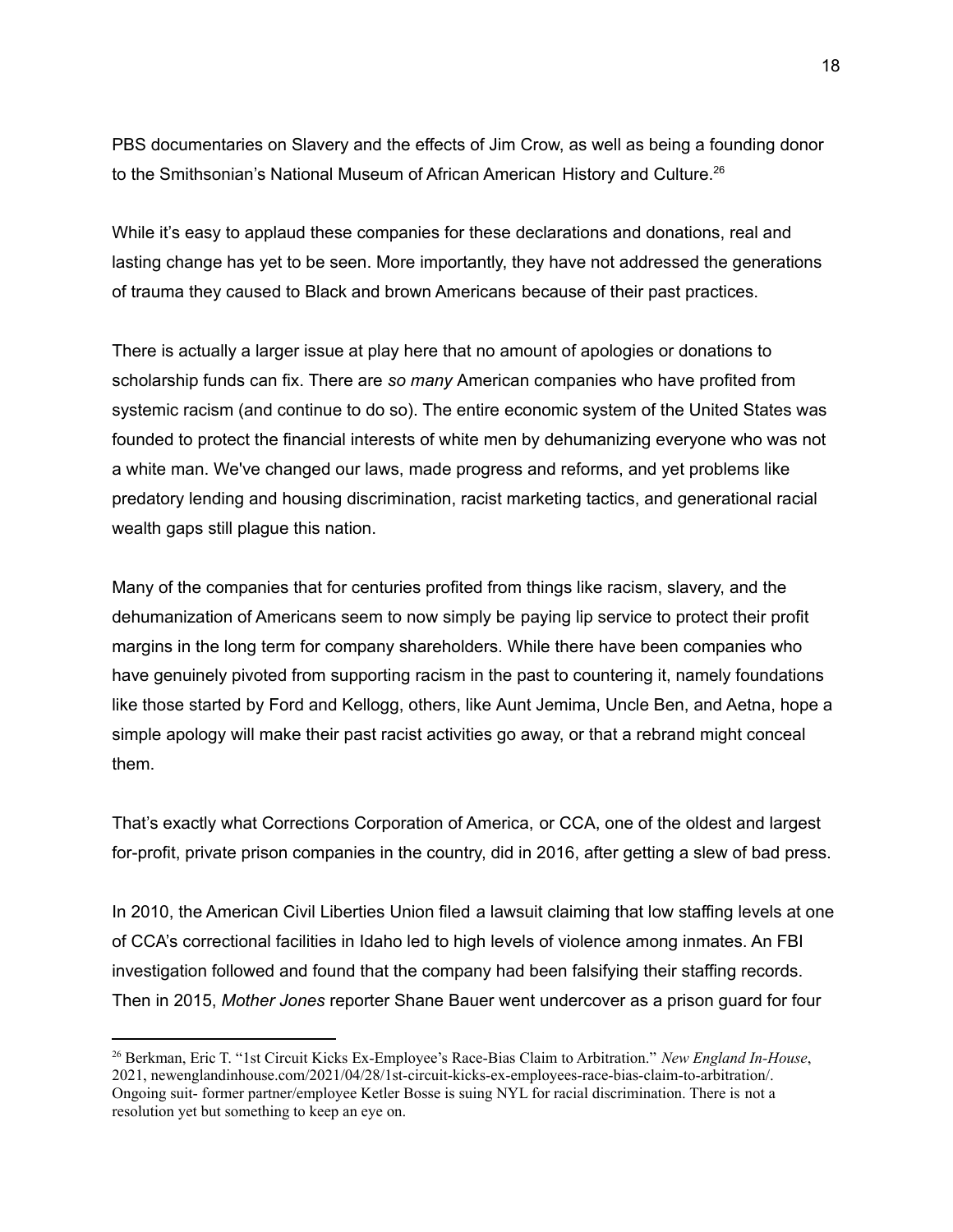PBS documentaries on Slavery and the effects of Jim Crow, as well as being a founding donor to the Smithsonian's National Museum of African American History and Culture.[26]

While it's easy to applaud these companies for these declarations and donations, real and lasting change has yet to be seen. More importantly, they have not addressed the generations of trauma they caused to Black and brown Americans because of their past practices.

There is actually a larger issue at play here that no amount of apologies or donations to scholarship funds can fix. There are *so many* American companies who have profited from systemic racism (and continue to do so). The entire economic system of the United States was founded to protect the financial interests of white men by dehumanizing everyone who was not a white man. We've changed our laws, made progress and reforms, and yet problems like predatory lending and housing discrimination, racist marketing tactics, and generational racial wealth gaps still plague this nation.

Many of the companies that for centuries profited from things like racism, slavery, and the dehumanization of Americans seem to now simply be paying lip service to protect their profit margins in the long term for company shareholders. While there have been companies who have genuinely pivoted from supporting racism in the past to countering it, namely foundations like those started by Ford and Kellogg, others, like Aunt Jemima, Uncle Ben, and Aetna, hope a simple apology will make their past racist activities go away, or that a rebrand might conceal them.

That's exactly what Corrections Corporation of America, or CCA, one of the oldest and largest for-profit, private prison companies in the country, did in 2016, after getting a slew of bad press.

In 2010, the American Civil Liberties Union filed a lawsuit claiming that low staffing levels at one of CCA's correctional facilities in Idaho led to high levels of violence among inmates. An FBI investigation followed and found that the company had been falsifying their staffing records. Then in 2015, *Mother Jones* reporter Shane Bauer went undercover as a prison guard for four

[26] Berkman, Eric T. "1st Circuit Kicks Ex-Employee's Race-Bias Claim to Arbitration." *New England In-House*, 2021, newenglandinhouse.com/2021/04/28/1st-circuit-kicks-ex-employees-race-bias-claim-to-arbitration/. Ongoing suit- former partner/employee Ketler Bosse is suing NYL for racial discrimination. There is not a resolution yet but something to keep an eye on.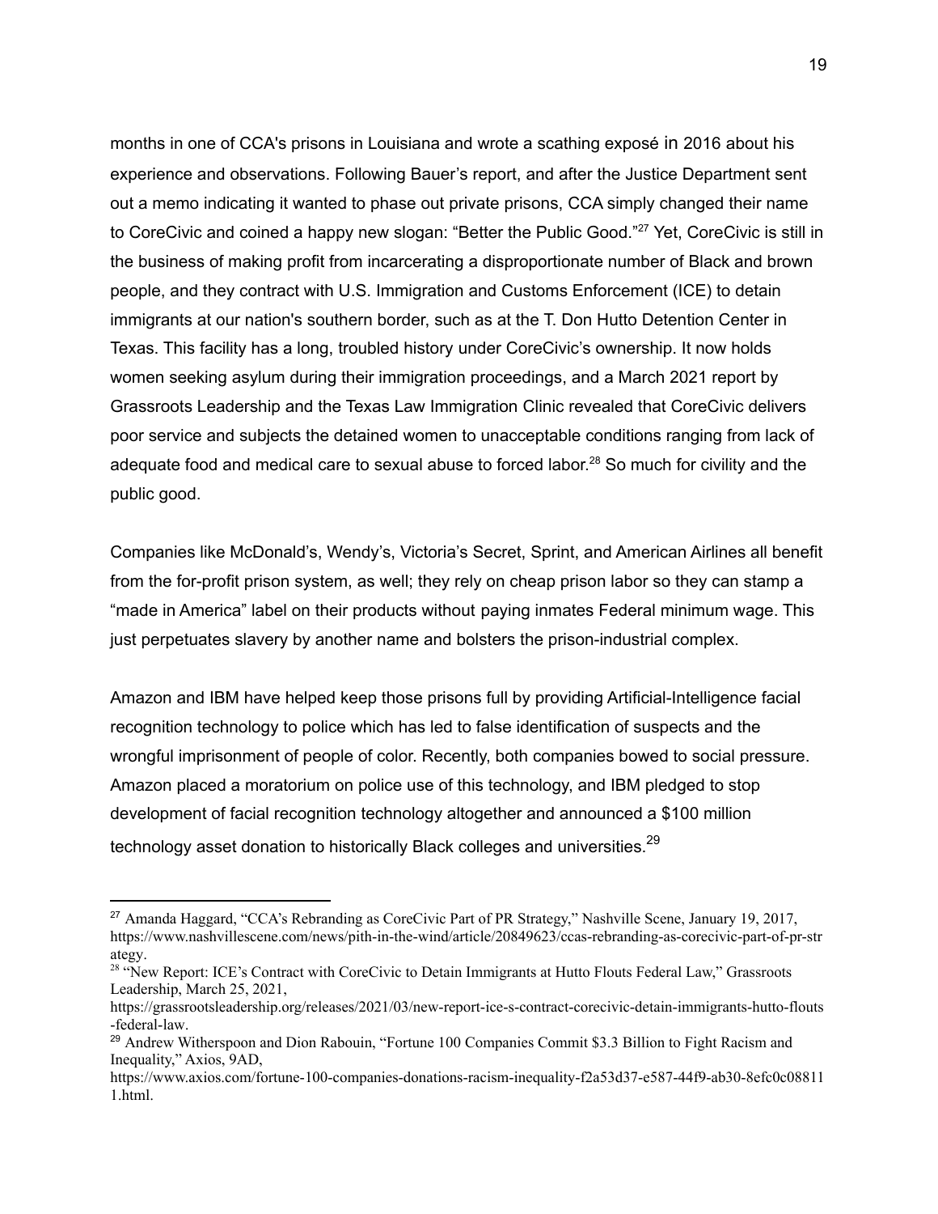months in one of CCA's prisons in Louisiana and wrote a scathing exposé in 2016 about his experience and observations. Following Bauer's report, and after the Justice Department sent out a memo indicating it wanted to phase out private prisons, CCA simply changed their name to CoreCivic and coined a happy new slogan: "Better the Public Good."[27] Yet, CoreCivic is still in the business of making profit from incarcerating a disproportionate number of Black and brown people, and they contract with U.S. Immigration and Customs Enforcement (ICE) to detain immigrants at our nation's southern border, such as at the T. Don Hutto Detention Center in Texas. This facility has a long, troubled history under CoreCivic's ownership. It now holds women seeking asylum during their immigration proceedings, and a March 2021 report by Grassroots Leadership and the Texas Law Immigration Clinic revealed that CoreCivic delivers poor service and subjects the detained women to unacceptable conditions ranging from lack of adequate food and medical care to sexual abuse to forced labor.[28] So much for civility and the public good.

Companies like McDonald's, Wendy's, Victoria's Secret, Sprint, and American Airlines all benefit from the for-profit prison system, as well; they rely on cheap prison labor so they can stamp a "made in America" label on their products without paying inmates Federal minimum wage. This just perpetuates slavery by another name and bolsters the prison-industrial complex.

Amazon and IBM have helped keep those prisons full by providing Artificial-Intelligence facial recognition technology to police which has led to false identification of suspects and the wrongful imprisonment of people of color. Recently, both companies bowed to social pressure. Amazon placed a moratorium on police use of this technology, and IBM pledged to stop development of facial recognition technology altogether and announced a $100 million technology asset donation to historically Black colleges and universities.[29]

---

[27] Amanda Haggard, "CCA's Rebranding as CoreCivic Part of PR Strategy," Nashville Scene, January 19, 2017, https://www.nashvillescene.com/news/pith-in-the-wind/article/20849623/ccas-rebranding-as-corecivic-part-of-pr-strategy.

[28] "New Report: ICE's Contract with CoreCivic to Detain Immigrants at Hutto Flouts Federal Law," Grassroots Leadership, March 25, 2021, https://grassrootsleadership.org/releases/2021/03/new-report-ice-s-contract-corecivic-detain-immigrants-hutto-flouts-federal-law.

[29] Andrew Witherspoon and Dion Rabouin, "Fortune 100 Companies Commit $3.3 Billion to Fight Racism and Inequality," Axios, 9AD, https://www.axios.com/fortune-100-companies-donations-racism-inequality-f2a53d37-e587-44f9-ab30-8efc0c088111.html.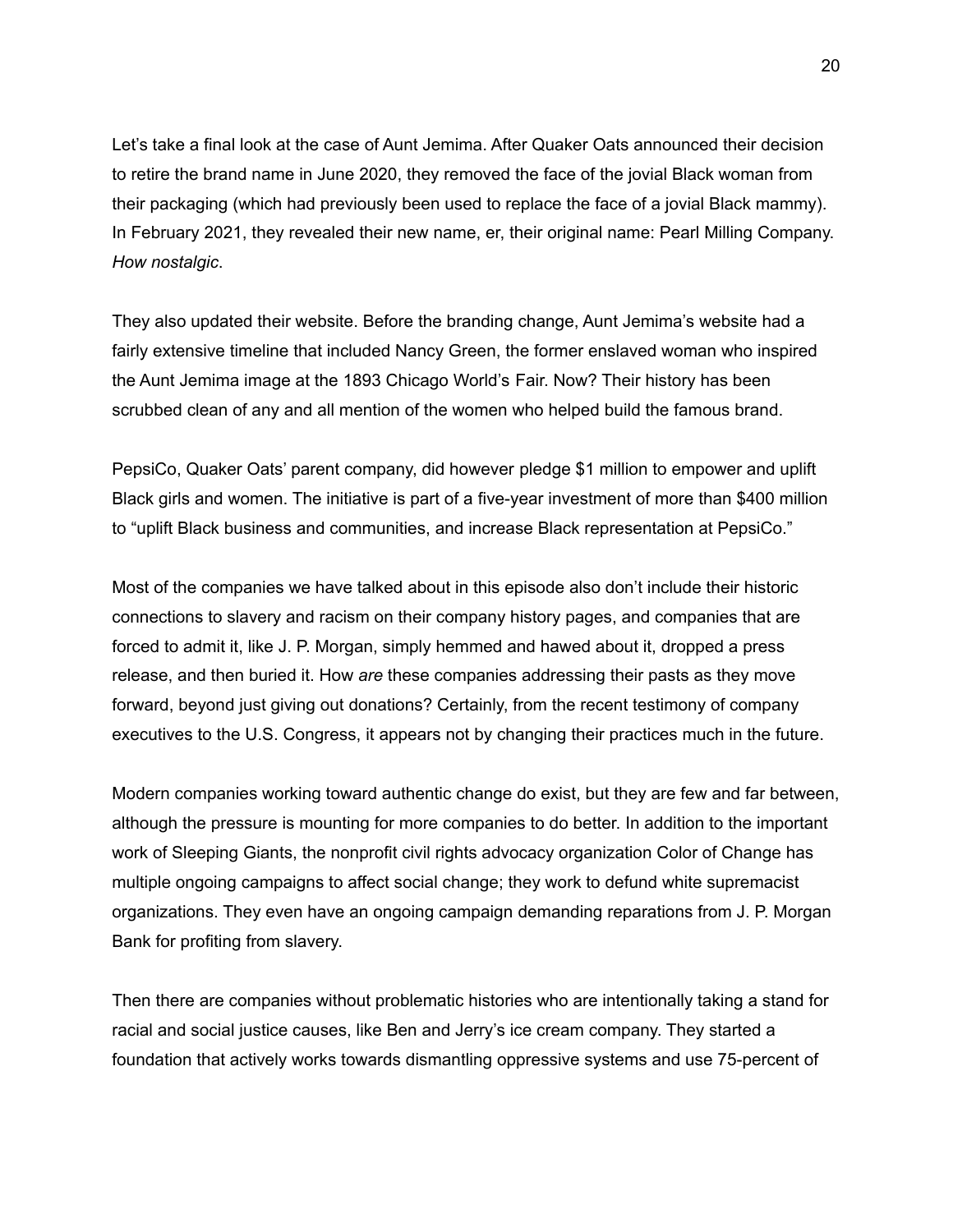Let's take a final look at the case of Aunt Jemima. After Quaker Oats announced their decision to retire the brand name in June 2020, they removed the face of the jovial Black woman from their packaging (which had previously been used to replace the face of a jovial Black mammy). In February 2021, they revealed their new name, er, their original name: Pearl Milling Company. *How nostalgic*.

They also updated their website. Before the branding change, Aunt Jemima's website had a fairly extensive timeline that included Nancy Green, the former enslaved woman who inspired the Aunt Jemima image at the 1893 Chicago World's Fair. Now? Their history has been scrubbed clean of any and all mention of the women who helped build the famous brand.

PepsiCo, Quaker Oats' parent company, did however pledge $1 million to empower and uplift Black girls and women. The initiative is part of a five-year investment of more than $400 million to "uplift Black business and communities, and increase Black representation at PepsiCo."

Most of the companies we have talked about in this episode also don't include their historic connections to slavery and racism on their company history pages, and companies that are forced to admit it, like J. P. Morgan, simply hemmed and hawed about it, dropped a press release, and then buried it. How *are* these companies addressing their pasts as they move forward, beyond just giving out donations? Certainly, from the recent testimony of company executives to the U.S. Congress, it appears not by changing their practices much in the future.

Modern companies working toward authentic change do exist, but they are few and far between, although the pressure is mounting for more companies to do better. In addition to the important work of Sleeping Giants, the nonprofit civil rights advocacy organization Color of Change has multiple ongoing campaigns to affect social change; they work to defund white supremacist organizations. They even have an ongoing campaign demanding reparations from J. P. Morgan Bank for profiting from slavery.

Then there are companies without problematic histories who are intentionally taking a stand for racial and social justice causes, like Ben and Jerry's ice cream company. They started a foundation that actively works towards dismantling oppressive systems and use 75-percent of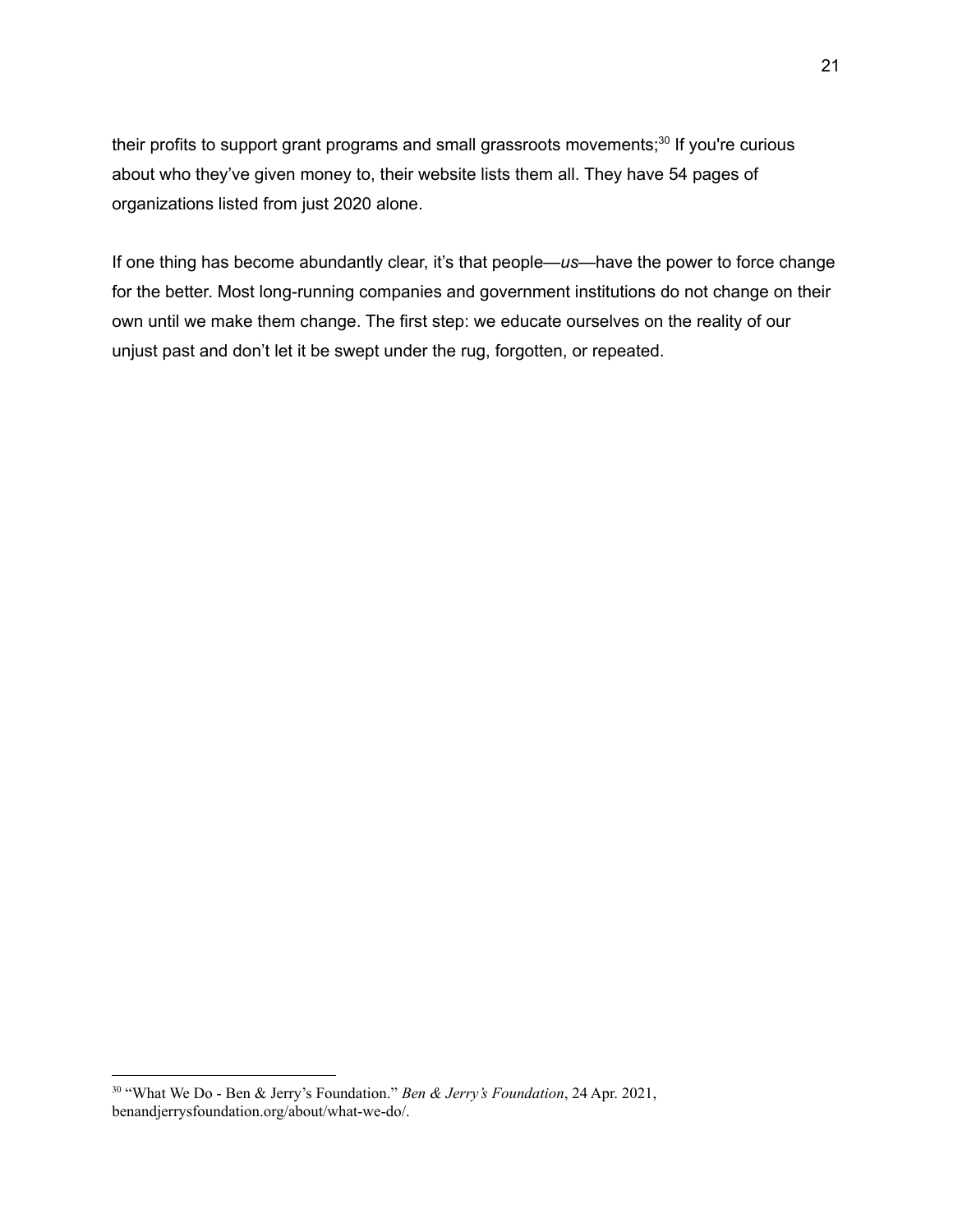their profits to support grant programs and small grassroots movements;[30] If you're curious about who they've given money to, their website lists them all. They have 54 pages of organizations listed from just 2020 alone.

If one thing has become abundantly clear, it's that people—*us*—have the power to force change for the better. Most long-running companies and government institutions do not change on their own until we make them change. The first step: we educate ourselves on the reality of our unjust past and don't let it be swept under the rug, forgotten, or repeated.

---

[30] "What We Do - Ben & Jerry's Foundation." *Ben & Jerry's Foundation*, 24 Apr. 2021, benandjerrysfoundation.org/about/what-we-do/.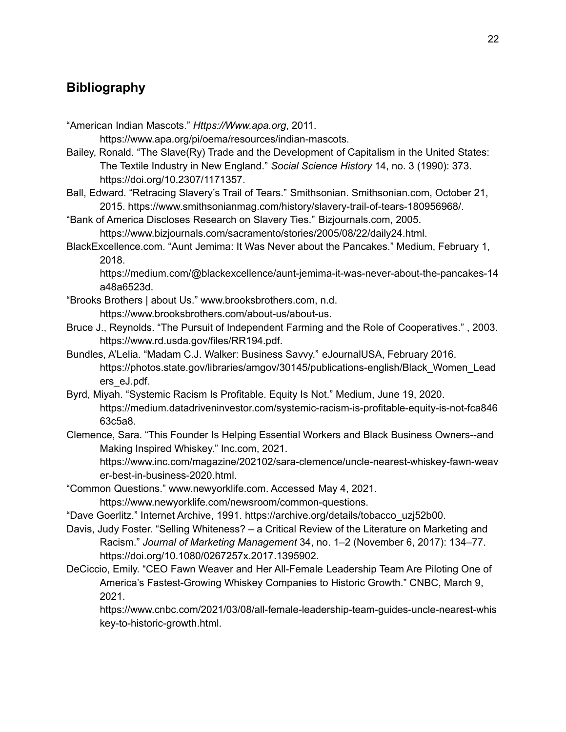## Bibliography

"American Indian Mascots." *Https://Www.apa.org*, 2011. https://www.apa.org/pi/oema/resources/indian-mascots.

Bailey, Ronald. "The Slave(Ry) Trade and the Development of Capitalism in the United States: The Textile Industry in New England." *Social Science History* 14, no. 3 (1990): 373. https://doi.org/10.2307/1171357.

Ball, Edward. "Retracing Slavery's Trail of Tears." Smithsonian. Smithsonian.com, October 21, 2015. https://www.smithsonianmag.com/history/slavery-trail-of-tears-180956968/.

"Bank of America Discloses Research on Slavery Ties." Bizjournals.com, 2005. https://www.bizjournals.com/sacramento/stories/2005/08/22/daily24.html.

BlackExcellence.com. "Aunt Jemima: It Was Never about the Pancakes." Medium, February 1, 2018. https://medium.com/@blackexcellence/aunt-jemima-it-was-never-about-the-pancakes-14a48a6523d.

"Brooks Brothers | about Us." www.brooksbrothers.com, n.d. https://www.brooksbrothers.com/about-us/about-us.

Bruce J., Reynolds. "The Pursuit of Independent Farming and the Role of Cooperatives." , 2003. https://www.rd.usda.gov/files/RR194.pdf.

Bundles, A'Lelia. "Madam C.J. Walker: Business Savvy." eJournalUSA, February 2016. https://photos.state.gov/libraries/amgov/30145/publications-english/Black_Women_Leaders_eJ.pdf.

Byrd, Miyah. "Systemic Racism Is Profitable. Equity Is Not." Medium, June 19, 2020. https://medium.datadriveninvestor.com/systemic-racism-is-profitable-equity-is-not-fca84663c5a8.

Clemence, Sara. "This Founder Is Helping Essential Workers and Black Business Owners--and Making Inspired Whiskey." Inc.com, 2021. https://www.inc.com/magazine/202102/sara-clemence/uncle-nearest-whiskey-fawn-weaver-best-in-business-2020.html.

"Common Questions." www.newyorklife.com. Accessed May 4, 2021. https://www.newyorklife.com/newsroom/common-questions.

"Dave Goerlitz." Internet Archive, 1991. https://archive.org/details/tobacco_uzj52b00.

Davis, Judy Foster. "Selling Whiteness? – a Critical Review of the Literature on Marketing and Racism." *Journal of Marketing Management* 34, no. 1–2 (November 6, 2017): 134–77. https://doi.org/10.1080/0267257x.2017.1395902.

DeCiccio, Emily. "CEO Fawn Weaver and Her All-Female Leadership Team Are Piloting One of America's Fastest-Growing Whiskey Companies to Historic Growth." CNBC, March 9, 2021. https://www.cnbc.com/2021/03/08/all-female-leadership-team-guides-uncle-nearest-whiskey-to-historic-growth.html.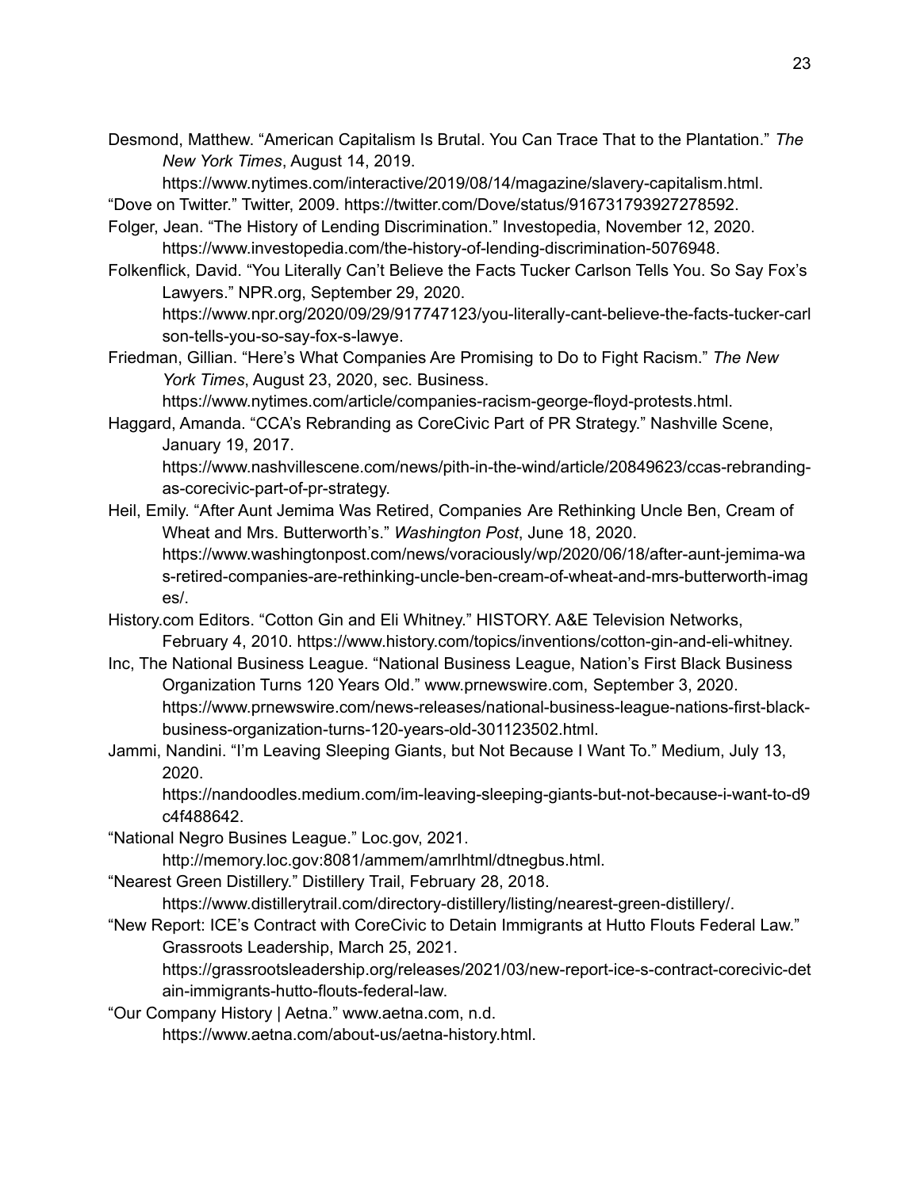Desmond, Matthew. “American Capitalism Is Brutal. You Can Trace That to the Plantation.” *The New York Times*, August 14, 2019. https://www.nytimes.com/interactive/2019/08/14/magazine/slavery-capitalism.html.

“Dove on Twitter.” Twitter, 2009. https://twitter.com/Dove/status/916731793927278592.

Folger, Jean. “The History of Lending Discrimination.” Investopedia, November 12, 2020. https://www.investopedia.com/the-history-of-lending-discrimination-5076948.

Folkenflick, David. “You Literally Can’t Believe the Facts Tucker Carlson Tells You. So Say Fox’s Lawyers.” NPR.org, September 29, 2020. https://www.npr.org/2020/09/29/917747123/you-literally-cant-believe-the-facts-tucker-carlson-tells-you-so-say-fox-s-lawye.

Friedman, Gillian. “Here’s What Companies Are Promising to Do to Fight Racism.” *The New York Times*, August 23, 2020, sec. Business. https://www.nytimes.com/article/companies-racism-george-floyd-protests.html.

Haggard, Amanda. “CCA’s Rebranding as CoreCivic Part of PR Strategy.” Nashville Scene, January 19, 2017. https://www.nashvillescene.com/news/pith-in-the-wind/article/20849623/ccas-rebranding-as-corecivic-part-of-pr-strategy.

Heil, Emily. “After Aunt Jemima Was Retired, Companies Are Rethinking Uncle Ben, Cream of Wheat and Mrs. Butterworth’s.” *Washington Post*, June 18, 2020. https://www.washingtonpost.com/news/voraciously/wp/2020/06/18/after-aunt-jemima-was-retired-companies-are-rethinking-uncle-ben-cream-of-wheat-and-mrs-butterworth-images/.

History.com Editors. “Cotton Gin and Eli Whitney.” HISTORY. A&E Television Networks, February 4, 2010. https://www.history.com/topics/inventions/cotton-gin-and-eli-whitney.

Inc, The National Business League. “National Business League, Nation’s First Black Business Organization Turns 120 Years Old.” www.prnewswire.com, September 3, 2020. https://www.prnewswire.com/news-releases/national-business-league-nations-first-black-business-organization-turns-120-years-old-301123502.html.

Jammi, Nandini. “I’m Leaving Sleeping Giants, but Not Because I Want To.” Medium, July 13, 2020. https://nandoodles.medium.com/im-leaving-sleeping-giants-but-not-because-i-want-to-d9c4f488642.

“National Negro Busines League.” Loc.gov, 2021. http://memory.loc.gov:8081/ammem/amrlhtml/dtnegbus.html.

“Nearest Green Distillery.” Distillery Trail, February 28, 2018. https://www.distillerytrail.com/directory-distillery/listing/nearest-green-distillery/.

“New Report: ICE’s Contract with CoreCivic to Detain Immigrants at Hutto Flouts Federal Law.” Grassroots Leadership, March 25, 2021. https://grassrootsleadership.org/releases/2021/03/new-report-ice-s-contract-corecivic-detain-immigrants-hutto-flouts-federal-law.

“Our Company History | Aetna.” www.aetna.com, n.d. https://www.aetna.com/about-us/aetna-history.html.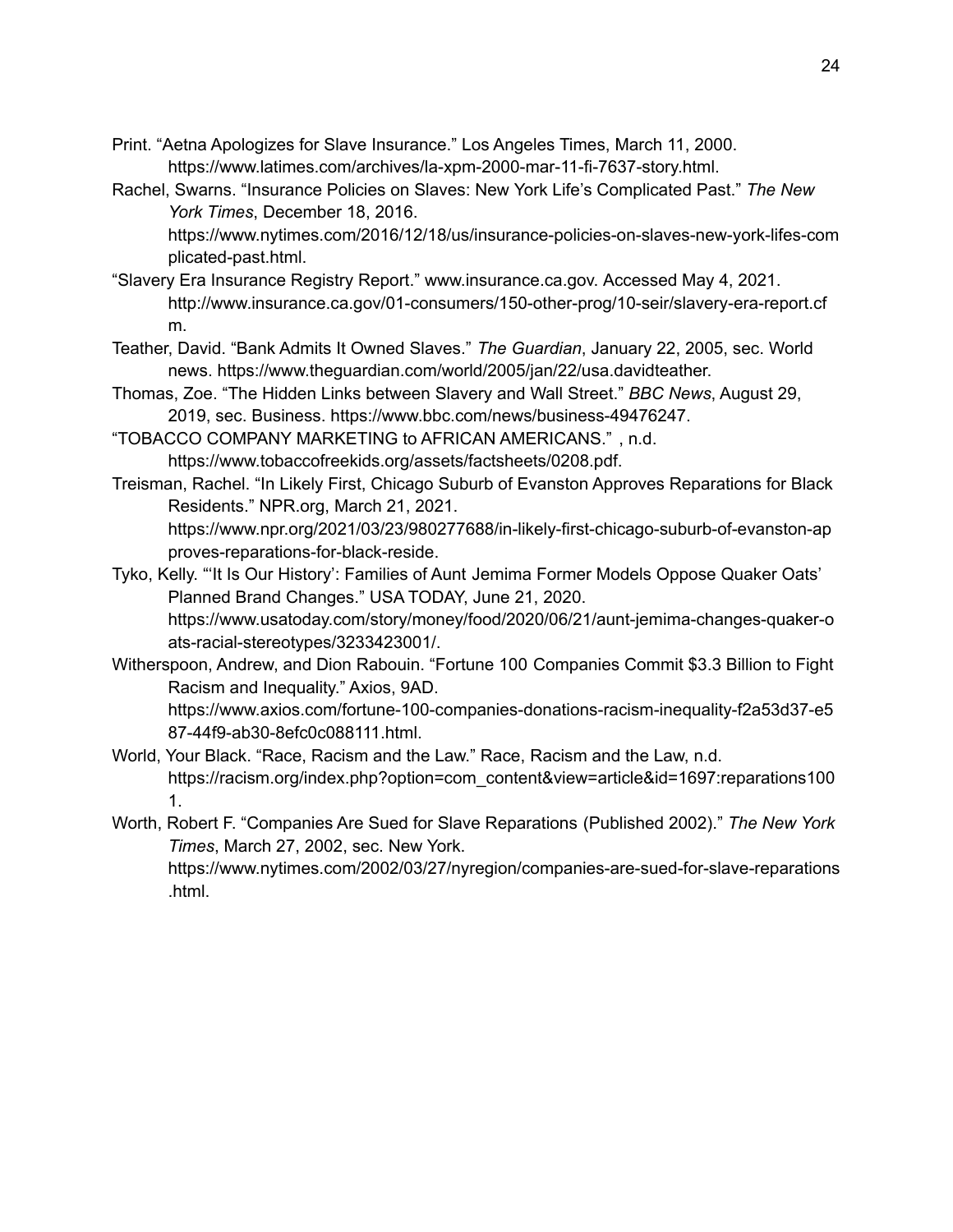Print. "Aetna Apologizes for Slave Insurance." Los Angeles Times, March 11, 2000. https://www.latimes.com/archives/la-xpm-2000-mar-11-fi-7637-story.html.

Rachel, Swarns. "Insurance Policies on Slaves: New York Life's Complicated Past." *The New York Times*, December 18, 2016. https://www.nytimes.com/2016/12/18/us/insurance-policies-on-slaves-new-york-lifes-complicated-past.html.

"Slavery Era Insurance Registry Report." www.insurance.ca.gov. Accessed May 4, 2021. http://www.insurance.ca.gov/01-consumers/150-other-prog/10-seir/slavery-era-report.cfm.

Teather, David. "Bank Admits It Owned Slaves." *The Guardian*, January 22, 2005, sec. World news. https://www.theguardian.com/world/2005/jan/22/usa.davidteather.

Thomas, Zoe. "The Hidden Links between Slavery and Wall Street." *BBC News*, August 29, 2019, sec. Business. https://www.bbc.com/news/business-49476247.

"TOBACCO COMPANY MARKETING to AFRICAN AMERICANS." , n.d. https://www.tobaccofreekids.org/assets/factsheets/0208.pdf.

Treisman, Rachel. "In Likely First, Chicago Suburb of Evanston Approves Reparations for Black Residents." NPR.org, March 21, 2021. https://www.npr.org/2021/03/23/980277688/in-likely-first-chicago-suburb-of-evanston-approves-reparations-for-black-reside.

Tyko, Kelly. "'It Is Our History': Families of Aunt Jemima Former Models Oppose Quaker Oats' Planned Brand Changes." USA TODAY, June 21, 2020. https://www.usatoday.com/story/money/food/2020/06/21/aunt-jemima-changes-quaker-oats-racial-stereotypes/3233423001/.

Witherspoon, Andrew, and Dion Rabouin. "Fortune 100 Companies Commit $3.3 Billion to Fight Racism and Inequality." Axios, 9AD. https://www.axios.com/fortune-100-companies-donations-racism-inequality-f2a53d37-e587-44f9-ab30-8efc0c088111.html.

World, Your Black. "Race, Racism and the Law." Race, Racism and the Law, n.d. https://racism.org/index.php?option=com_content&view=article&id=1697:reparations1001.

Worth, Robert F. "Companies Are Sued for Slave Reparations (Published 2002)." *The New York Times*, March 27, 2002, sec. New York. https://www.nytimes.com/2002/03/27/nyregion/companies-are-sued-for-slave-reparations.html.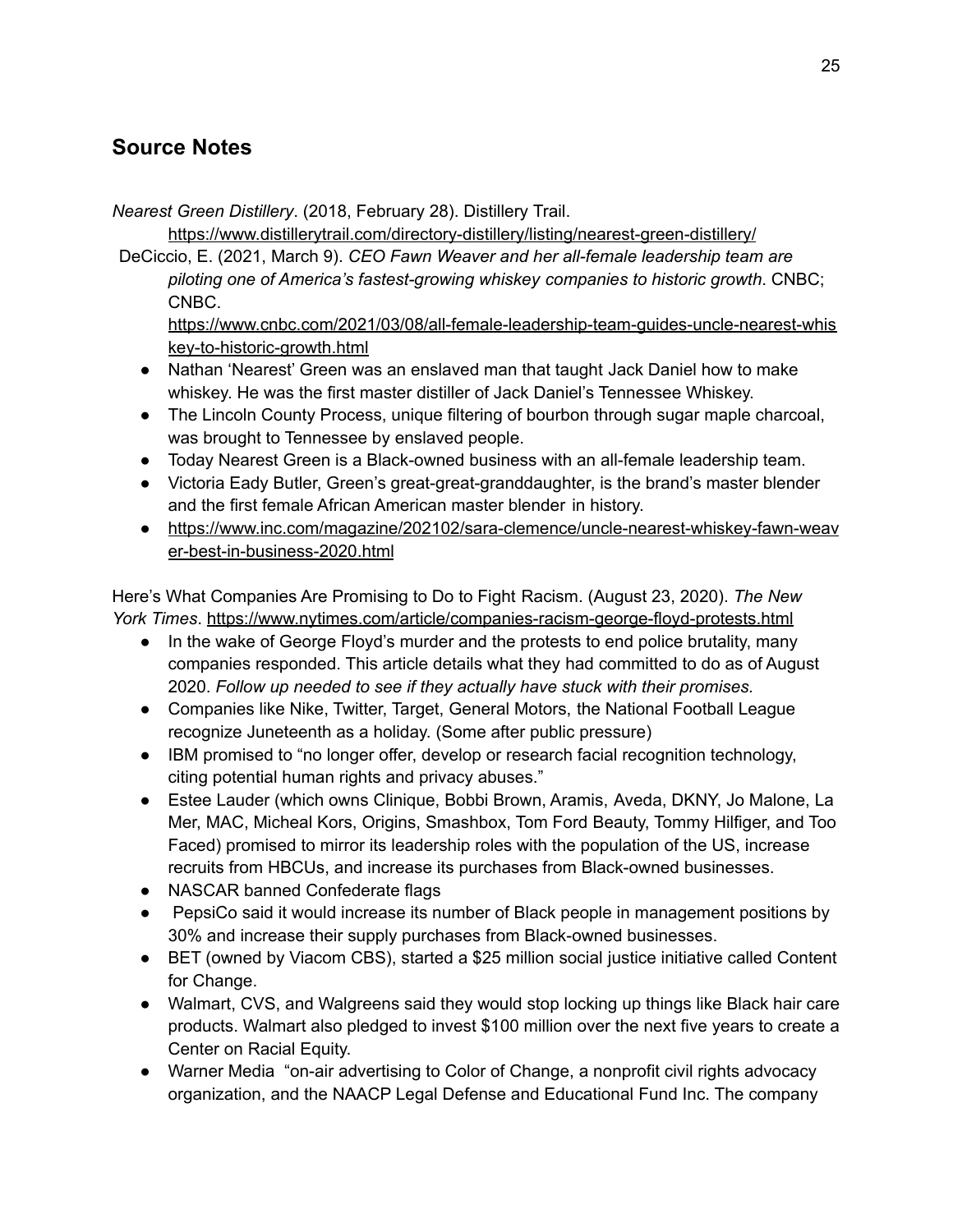## Source Notes

*Nearest Green Distillery*. (2018, February 28). Distillery Trail. https://www.distillerytrail.com/directory-distillery/listing/nearest-green-distillery/

DeCiccio, E. (2021, March 9). *CEO Fawn Weaver and her all-female leadership team are piloting one of America's fastest-growing whiskey companies to historic growth*. CNBC; CNBC. https://www.cnbc.com/2021/03/08/all-female-leadership-team-guides-uncle-nearest-whiskey-to-historic-growth.html

- Nathan 'Nearest' Green was an enslaved man that taught Jack Daniel how to make whiskey. He was the first master distiller of Jack Daniel's Tennessee Whiskey.
- The Lincoln County Process, unique filtering of bourbon through sugar maple charcoal, was brought to Tennessee by enslaved people.
- Today Nearest Green is a Black-owned business with an all-female leadership team.
- Victoria Eady Butler, Green's great-great-granddaughter, is the brand's master blender and the first female African American master blender in history.
- https://www.inc.com/magazine/202102/sara-clemence/uncle-nearest-whiskey-fawn-weaver-best-in-business-2020.html

Here's What Companies Are Promising to Do to Fight Racism. (August 23, 2020). *The New York Times*. https://www.nytimes.com/article/companies-racism-george-floyd-protests.html

- In the wake of George Floyd's murder and the protests to end police brutality, many companies responded. This article details what they had committed to do as of August 2020. *Follow up needed to see if they actually have stuck with their promises.*
- Companies like Nike, Twitter, Target, General Motors, the National Football League recognize Juneteenth as a holiday. (Some after public pressure)
- IBM promised to "no longer offer, develop or research facial recognition technology, citing potential human rights and privacy abuses."
- Estee Lauder (which owns Clinique, Bobbi Brown, Aramis, Aveda, DKNY, Jo Malone, La Mer, MAC, Micheal Kors, Origins, Smashbox, Tom Ford Beauty, Tommy Hilfiger, and Too Faced) promised to mirror its leadership roles with the population of the US, increase recruits from HBCUs, and increase its purchases from Black-owned businesses.
- NASCAR banned Confederate flags
- PepsiCo said it would increase its number of Black people in management positions by 30% and increase their supply purchases from Black-owned businesses.
- BET (owned by Viacom CBS), started a $25 million social justice initiative called Content for Change.
- Walmart, CVS, and Walgreens said they would stop locking up things like Black hair care products. Walmart also pledged to invest $100 million over the next five years to create a Center on Racial Equity.
- Warner Media "on-air advertising to Color of Change, a nonprofit civil rights advocacy organization, and the NAACP Legal Defense and Educational Fund Inc. The company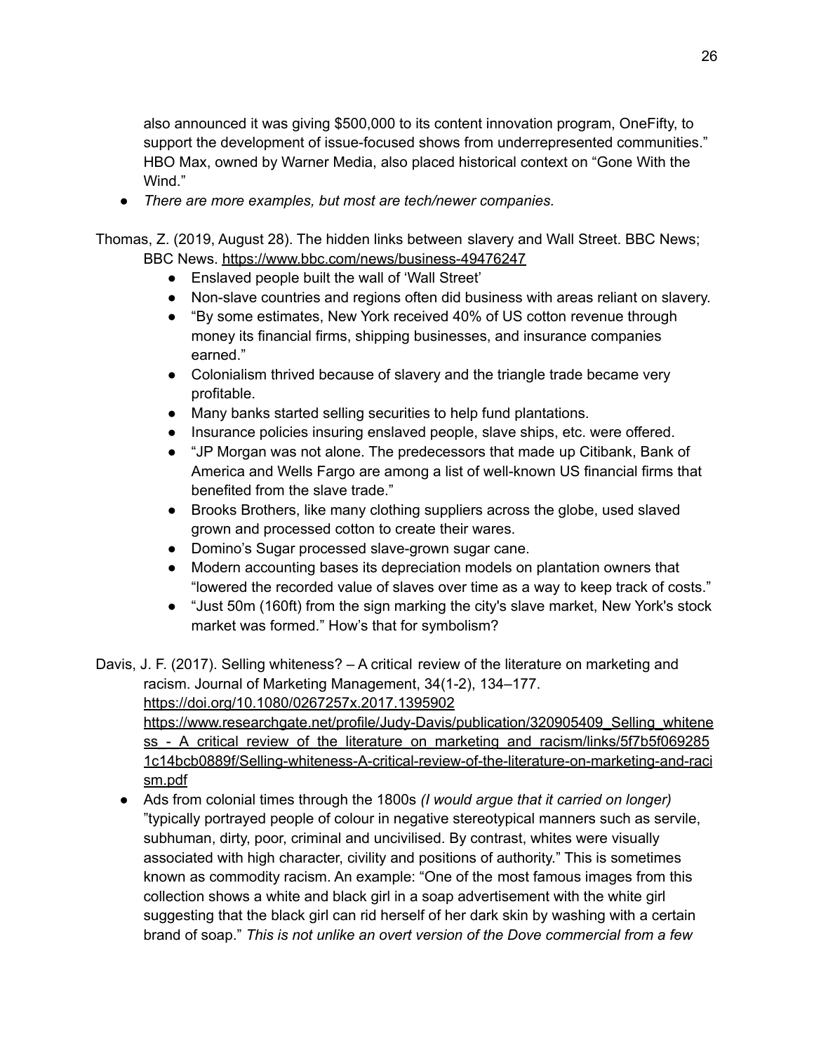also announced it was giving $500,000 to its content innovation program, OneFifty, to support the development of issue-focused shows from underrepresented communities." HBO Max, owned by Warner Media, also placed historical context on "Gone With the Wind."

- *There are more examples, but most are tech/newer companies.*

Thomas, Z. (2019, August 28). The hidden links between slavery and Wall Street. BBC News; BBC News. https://www.bbc.com/news/business-49476247

- Enslaved people built the wall of 'Wall Street'
- Non-slave countries and regions often did business with areas reliant on slavery.
- "By some estimates, New York received 40% of US cotton revenue through money its financial firms, shipping businesses, and insurance companies earned."
- Colonialism thrived because of slavery and the triangle trade became very profitable.
- Many banks started selling securities to help fund plantations.
- Insurance policies insuring enslaved people, slave ships, etc. were offered.
- "JP Morgan was not alone. The predecessors that made up Citibank, Bank of America and Wells Fargo are among a list of well-known US financial firms that benefited from the slave trade."
- Brooks Brothers, like many clothing suppliers across the globe, used slaved grown and processed cotton to create their wares.
- Domino's Sugar processed slave-grown sugar cane.
- Modern accounting bases its depreciation models on plantation owners that "lowered the recorded value of slaves over time as a way to keep track of costs."
- "Just 50m (160ft) from the sign marking the city's slave market, New York's stock market was formed." How's that for symbolism?

Davis, J. F. (2017). Selling whiteness? – A critical review of the literature on marketing and racism. Journal of Marketing Management, 34(1-2), 134–177. https://doi.org/10.1080/0267257x.2017.1395902 https://www.researchgate.net/profile/Judy-Davis/publication/320905409_Selling_whiteness_-_A_critical_review_of_the_literature_on_marketing_and_racism/links/5f7b5f0692851c14bcb0889f/Selling-whiteness-A-critical-review-of-the-literature-on-marketing-and-racism.pdf

- Ads from colonial times through the 1800s *(I would argue that it carried on longer)* "typically portrayed people of colour in negative stereotypical manners such as servile, subhuman, dirty, poor, criminal and uncivilised. By contrast, whites were visually associated with high character, civility and positions of authority." This is sometimes known as commodity racism. An example: "One of the most famous images from this collection shows a white and black girl in a soap advertisement with the white girl suggesting that the black girl can rid herself of her dark skin by washing with a certain brand of soap." *This is not unlike an overt version of the Dove commercial from a few*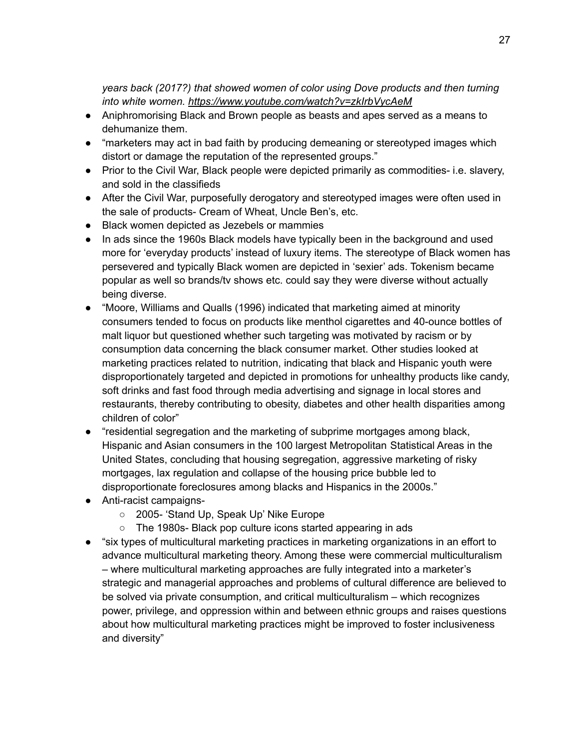*years back (2017?) that showed women of color using Dove products and then turning into white women. https://www.youtube.com/watch?v=zkIrbVycAeM*

- Aniphromorising Black and Brown people as beasts and apes served as a means to dehumanize them.
- "marketers may act in bad faith by producing demeaning or stereotyped images which distort or damage the reputation of the represented groups."
- Prior to the Civil War, Black people were depicted primarily as commodities- i.e. slavery, and sold in the classifieds
- After the Civil War, purposefully derogatory and stereotyped images were often used in the sale of products- Cream of Wheat, Uncle Ben's, etc.
- Black women depicted as Jezebels or mammies
- In ads since the 1960s Black models have typically been in the background and used more for 'everyday products' instead of luxury items. The stereotype of Black women has persevered and typically Black women are depicted in 'sexier' ads. Tokenism became popular as well so brands/tv shows etc. could say they were diverse without actually being diverse.
- "Moore, Williams and Qualls (1996) indicated that marketing aimed at minority consumers tended to focus on products like menthol cigarettes and 40-ounce bottles of malt liquor but questioned whether such targeting was motivated by racism or by consumption data concerning the black consumer market. Other studies looked at marketing practices related to nutrition, indicating that black and Hispanic youth were disproportionately targeted and depicted in promotions for unhealthy products like candy, soft drinks and fast food through media advertising and signage in local stores and restaurants, thereby contributing to obesity, diabetes and other health disparities among children of color"
- "residential segregation and the marketing of subprime mortgages among black, Hispanic and Asian consumers in the 100 largest Metropolitan Statistical Areas in the United States, concluding that housing segregation, aggressive marketing of risky mortgages, lax regulation and collapse of the housing price bubble led to disproportionate foreclosures among blacks and Hispanics in the 2000s."
- Anti-racist campaigns-
  - 2005- 'Stand Up, Speak Up' Nike Europe
  - The 1980s- Black pop culture icons started appearing in ads
- "six types of multicultural marketing practices in marketing organizations in an effort to advance multicultural marketing theory. Among these were commercial multiculturalism – where multicultural marketing approaches are fully integrated into a marketer's strategic and managerial approaches and problems of cultural difference are believed to be solved via private consumption, and critical multiculturalism – which recognizes power, privilege, and oppression within and between ethnic groups and raises questions about how multicultural marketing practices might be improved to foster inclusiveness and diversity"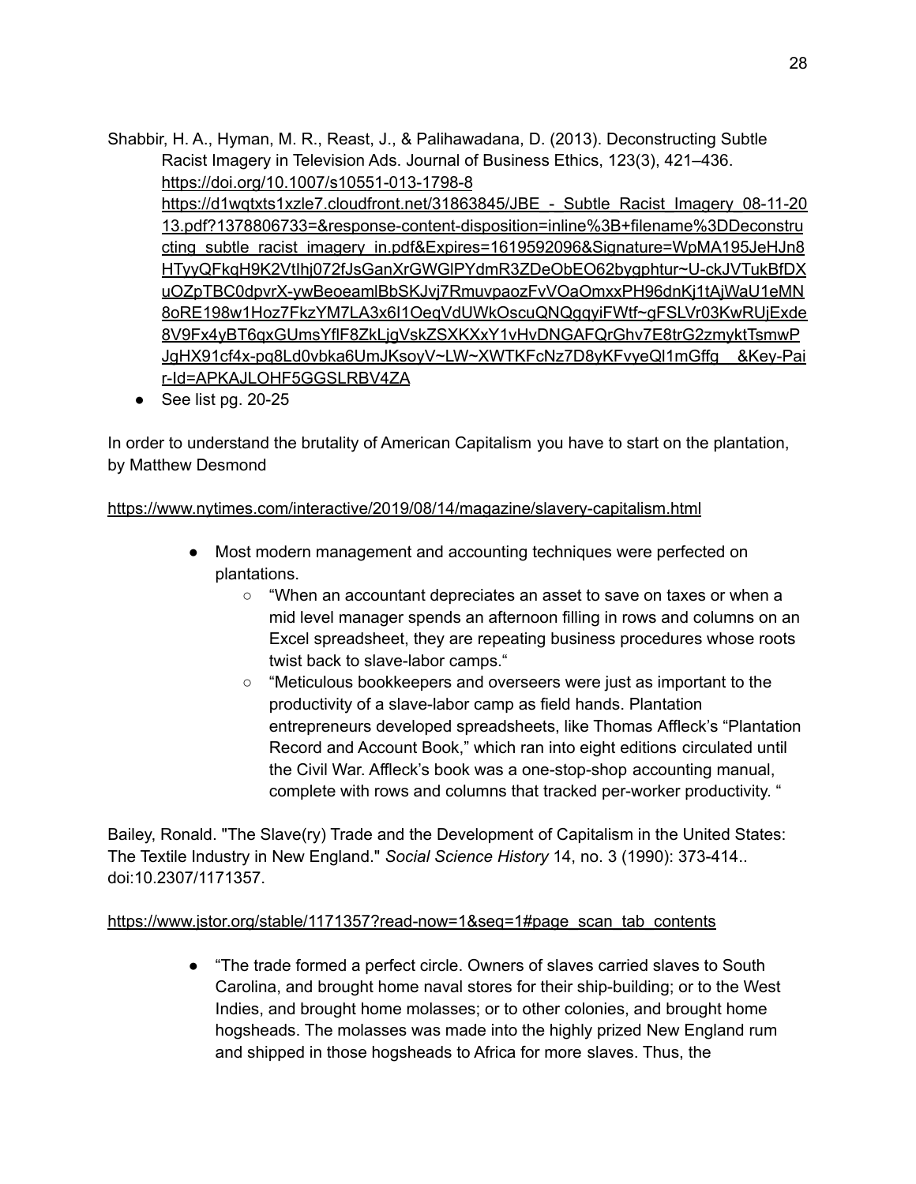Shabbir, H. A., Hyman, M. R., Reast, J., & Palihawadana, D. (2013). Deconstructing Subtle Racist Imagery in Television Ads. Journal of Business Ethics, 123(3), 421–436. https://doi.org/10.1007/s10551-013-1798-8 https://d1wqtxts1xzle7.cloudfront.net/31863845/JBE_-_Subtle_Racist_Imagery_08-11-2013.pdf?1378806733=&response-content-disposition=inline%3B+filename%3DDeconstructing_subtle_racist_imagery_in.pdf&Expires=1619592096&Signature=WpMA195JeHJn8HTyyQFkqH9K2VtIhj072fJsGanXrGWGlPYdmR3ZDeObEO62bygphtur~U-ckJVTukBfDXuOZpTBC0dpvrX-ywBeoeamlBbSKJvj7RmuvpaozFvVOaOmxxPH96dnKj1tAjWaU1eMN8oRE198w1Hoz7FkzYM7LA3x6I1OeqVdUWkOscuQNQgqyiFWtf~gFSLVr03KwRUjExde8V9Fx4yBT6qxGUmsYflF8ZkLjgVskZSXKXxY1vHvDNGAFQrGhv7E8trG2zmyktTsmwPJgHX91cf4x-pq8Ld0vbka6UmJKsoyV~LW~XWTKFcNz7D8yKFvyeQl1mGffg__&Key-Pair-Id=APKAJLOHF5GGSLRBV4ZA

- See list pg. 20-25

In order to understand the brutality of American Capitalism you have to start on the plantation, by Matthew Desmond

https://www.nytimes.com/interactive/2019/08/14/magazine/slavery-capitalism.html

- Most modern management and accounting techniques were perfected on plantations.
    - "When an accountant depreciates an asset to save on taxes or when a mid level manager spends an afternoon filling in rows and columns on an Excel spreadsheet, they are repeating business procedures whose roots twist back to slave-labor camps."
    - "Meticulous bookkeepers and overseers were just as important to the productivity of a slave-labor camp as field hands. Plantation entrepreneurs developed spreadsheets, like Thomas Affleck's "Plantation Record and Account Book," which ran into eight editions circulated until the Civil War. Affleck's book was a one-stop-shop accounting manual, complete with rows and columns that tracked per-worker productivity. "

Bailey, Ronald. "The Slave(ry) Trade and the Development of Capitalism in the United States: The Textile Industry in New England." *Social Science History* 14, no. 3 (1990): 373-414.. doi:10.2307/1171357.

https://www.jstor.org/stable/1171357?read-now=1&seq=1#page_scan_tab_contents

- "The trade formed a perfect circle. Owners of slaves carried slaves to South Carolina, and brought home naval stores for their ship-building; or to the West Indies, and brought home molasses; or to other colonies, and brought home hogsheads. The molasses was made into the highly prized New England rum and shipped in those hogsheads to Africa for more slaves. Thus, the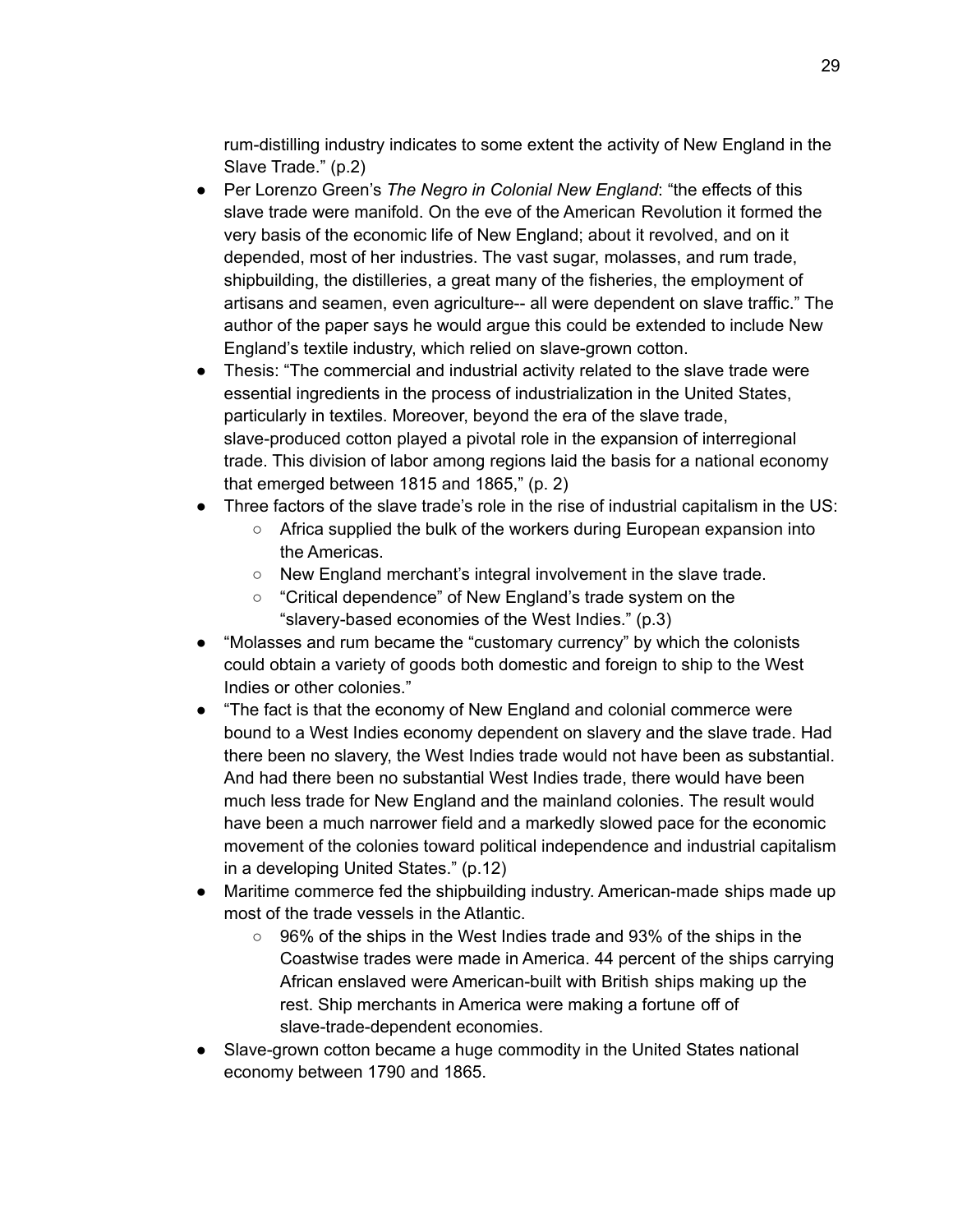rum-distilling industry indicates to some extent the activity of New England in the Slave Trade." (p.2)

- Per Lorenzo Green's *The Negro in Colonial New England*: "the effects of this slave trade were manifold. On the eve of the American Revolution it formed the very basis of the economic life of New England; about it revolved, and on it depended, most of her industries. The vast sugar, molasses, and rum trade, shipbuilding, the distilleries, a great many of the fisheries, the employment of artisans and seamen, even agriculture-- all were dependent on slave traffic." The author of the paper says he would argue this could be extended to include New England's textile industry, which relied on slave-grown cotton.
- Thesis: "The commercial and industrial activity related to the slave trade were essential ingredients in the process of industrialization in the United States, particularly in textiles. Moreover, beyond the era of the slave trade, slave-produced cotton played a pivotal role in the expansion of interregional trade. This division of labor among regions laid the basis for a national economy that emerged between 1815 and 1865," (p. 2)
- Three factors of the slave trade's role in the rise of industrial capitalism in the US:
  - Africa supplied the bulk of the workers during European expansion into the Americas.
  - New England merchant's integral involvement in the slave trade.
  - "Critical dependence" of New England's trade system on the "slavery-based economies of the West Indies." (p.3)
- "Molasses and rum became the "customary currency" by which the colonists could obtain a variety of goods both domestic and foreign to ship to the West Indies or other colonies."
- "The fact is that the economy of New England and colonial commerce were bound to a West Indies economy dependent on slavery and the slave trade. Had there been no slavery, the West Indies trade would not have been as substantial. And had there been no substantial West Indies trade, there would have been much less trade for New England and the mainland colonies. The result would have been a much narrower field and a markedly slowed pace for the economic movement of the colonies toward political independence and industrial capitalism in a developing United States." (p.12)
- Maritime commerce fed the shipbuilding industry. American-made ships made up most of the trade vessels in the Atlantic.
  - 96% of the ships in the West Indies trade and 93% of the ships in the Coastwise trades were made in America. 44 percent of the ships carrying African enslaved were American-built with British ships making up the rest. Ship merchants in America were making a fortune off of slave-trade-dependent economies.
- Slave-grown cotton became a huge commodity in the United States national economy between 1790 and 1865.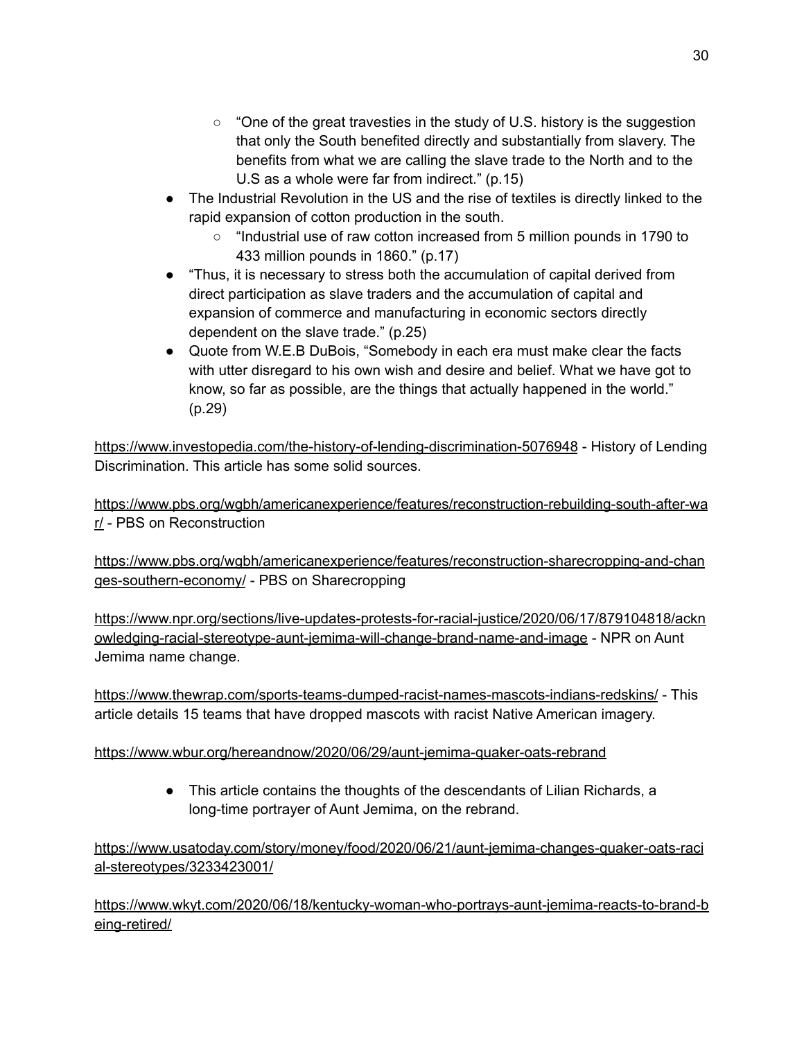- "One of the great travesties in the study of U.S. history is the suggestion that only the South benefited directly and substantially from slavery. The benefits from what we are calling the slave trade to the North and to the U.S as a whole were far from indirect." (p.15)
- The Industrial Revolution in the US and the rise of textiles is directly linked to the rapid expansion of cotton production in the south.
    - "Industrial use of raw cotton increased from 5 million pounds in 1790 to 433 million pounds in 1860." (p.17)
- "Thus, it is necessary to stress both the accumulation of capital derived from direct participation as slave traders and the accumulation of capital and expansion of commerce and manufacturing in economic sectors directly dependent on the slave trade." (p.25)
- Quote from W.E.B DuBois, "Somebody in each era must make clear the facts with utter disregard to his own wish and desire and belief. What we have got to know, so far as possible, are the things that actually happened in the world." (p.29)

https://www.investopedia.com/the-history-of-lending-discrimination-5076948 - History of Lending Discrimination. This article has some solid sources.

https://www.pbs.org/wgbh/americanexperience/features/reconstruction-rebuilding-south-after-war/ - PBS on Reconstruction

https://www.pbs.org/wgbh/americanexperience/features/reconstruction-sharecropping-and-changes-southern-economy/ - PBS on Sharecropping

https://www.npr.org/sections/live-updates-protests-for-racial-justice/2020/06/17/879104818/acknowledging-racial-stereotype-aunt-jemima-will-change-brand-name-and-image - NPR on Aunt Jemima name change.

https://www.thewrap.com/sports-teams-dumped-racist-names-mascots-indians-redskins/ - This article details 15 teams that have dropped mascots with racist Native American imagery.

https://www.wbur.org/hereandnow/2020/06/29/aunt-jemima-quaker-oats-rebrand

- This article contains the thoughts of the descendants of Lilian Richards, a long-time portrayer of Aunt Jemima, on the rebrand.

https://www.usatoday.com/story/money/food/2020/06/21/aunt-jemima-changes-quaker-oats-racial-stereotypes/3233423001/

https://www.wkyt.com/2020/06/18/kentucky-woman-who-portrays-aunt-jemima-reacts-to-brand-being-retired/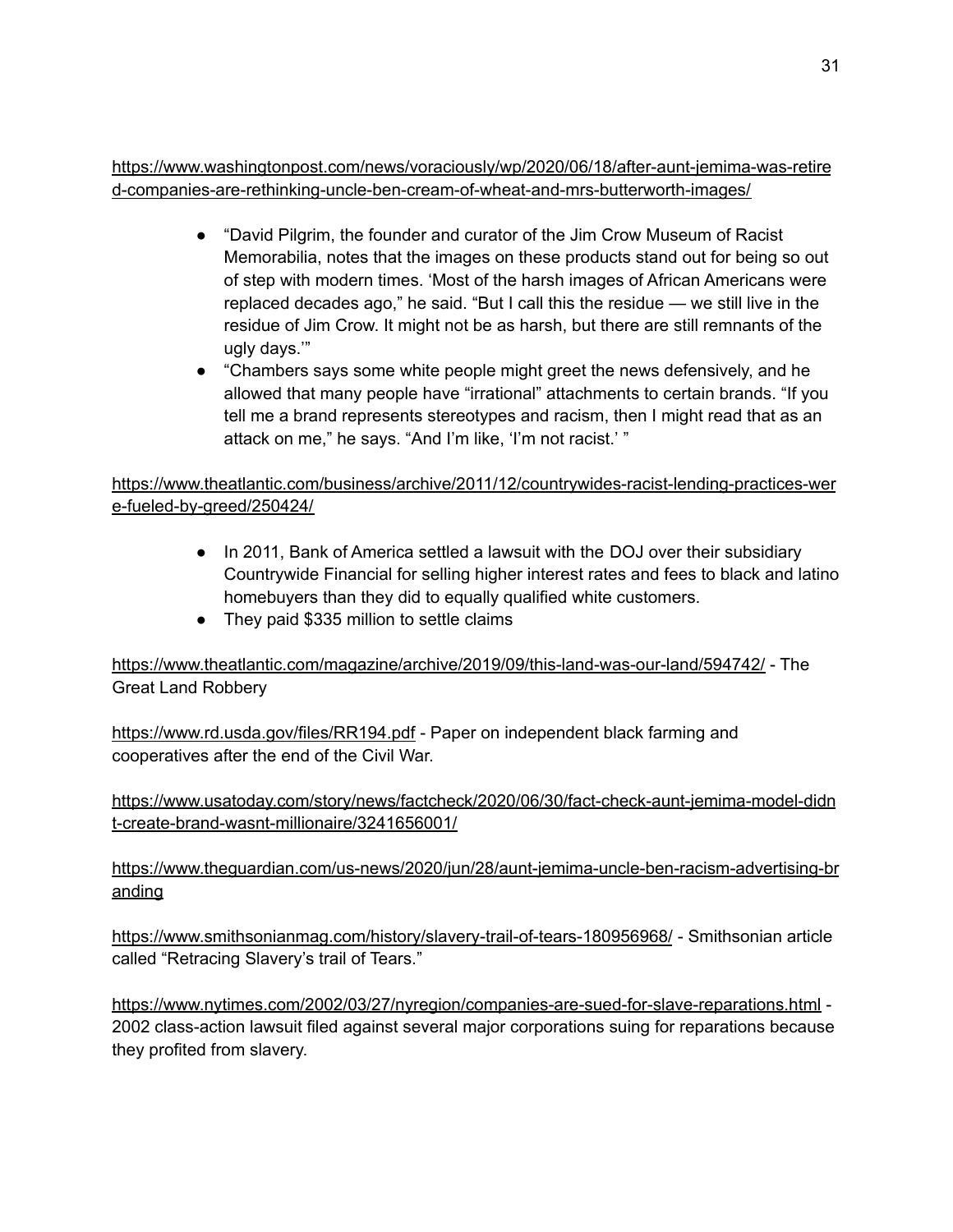https://www.washingtonpost.com/news/voraciously/wp/2020/06/18/after-aunt-jemima-was-retired-companies-are-rethinking-uncle-ben-cream-of-wheat-and-mrs-butterworth-images/

- "David Pilgrim, the founder and curator of the Jim Crow Museum of Racist Memorabilia, notes that the images on these products stand out for being so out of step with modern times. 'Most of the harsh images of African Americans were replaced decades ago," he said. "But I call this the residue — we still live in the residue of Jim Crow. It might not be as harsh, but there are still remnants of the ugly days.'"
- "Chambers says some white people might greet the news defensively, and he allowed that many people have "irrational" attachments to certain brands. "If you tell me a brand represents stereotypes and racism, then I might read that as an attack on me," he says. "And I'm like, 'I'm not racist.' "

https://www.theatlantic.com/business/archive/2011/12/countrywides-racist-lending-practices-were-fueled-by-greed/250424/

- In 2011, Bank of America settled a lawsuit with the DOJ over their subsidiary Countrywide Financial for selling higher interest rates and fees to black and latino homebuyers than they did to equally qualified white customers.
- They paid $335 million to settle claims

https://www.theatlantic.com/magazine/archive/2019/09/this-land-was-our-land/594742/ - The Great Land Robbery

https://www.rd.usda.gov/files/RR194.pdf - Paper on independent black farming and cooperatives after the end of the Civil War.

https://www.usatoday.com/story/news/factcheck/2020/06/30/fact-check-aunt-jemima-model-didnt-create-brand-wasnt-millionaire/3241656001/

https://www.theguardian.com/us-news/2020/jun/28/aunt-jemima-uncle-ben-racism-advertising-branding

https://www.smithsonianmag.com/history/slavery-trail-of-tears-180956968/ - Smithsonian article called "Retracing Slavery's trail of Tears."

https://www.nytimes.com/2002/03/27/nyregion/companies-are-sued-for-slave-reparations.html - 2002 class-action lawsuit filed against several major corporations suing for reparations because they profited from slavery.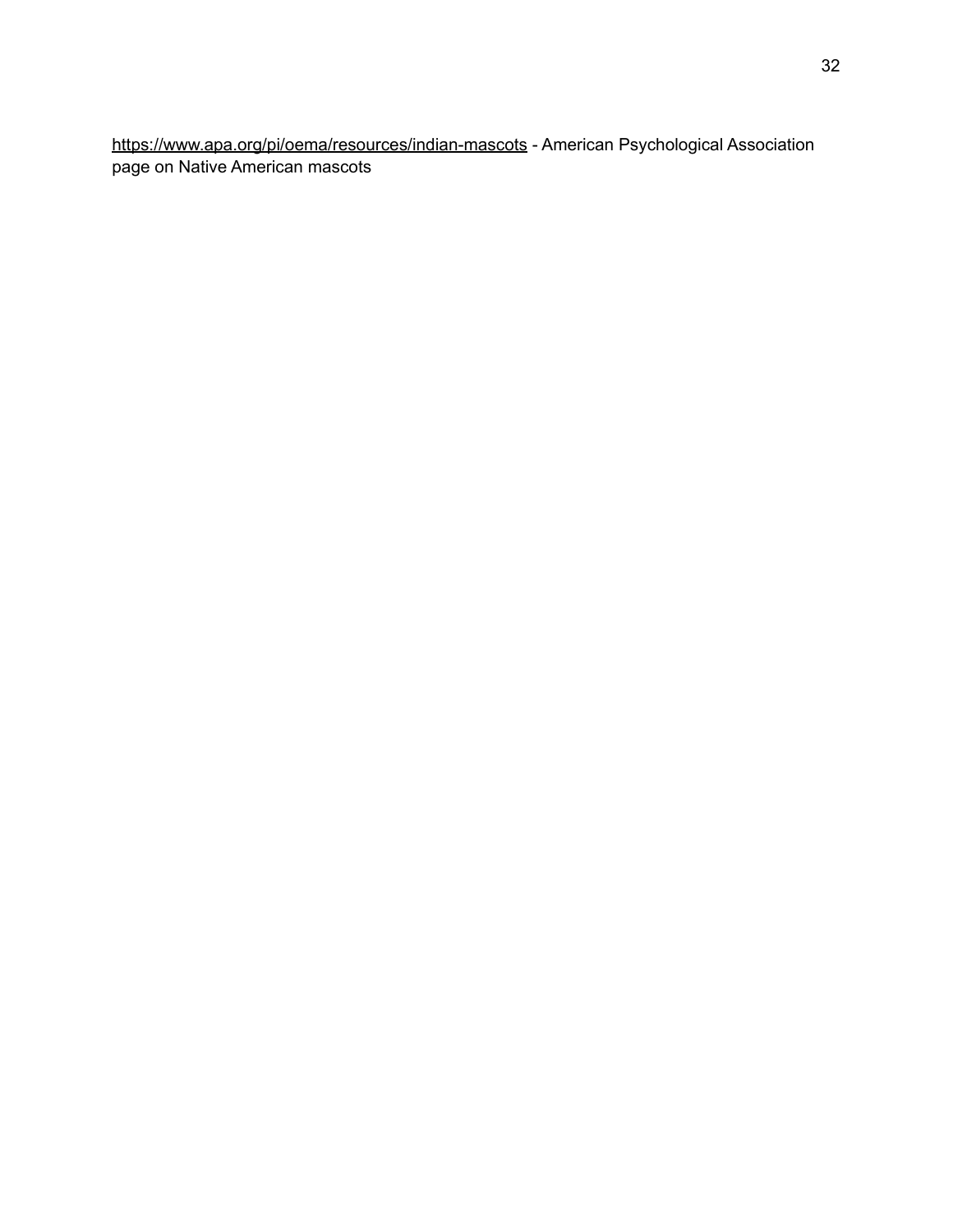https://www.apa.org/pi/oema/resources/indian-mascots - American Psychological Association page on Native American mascots